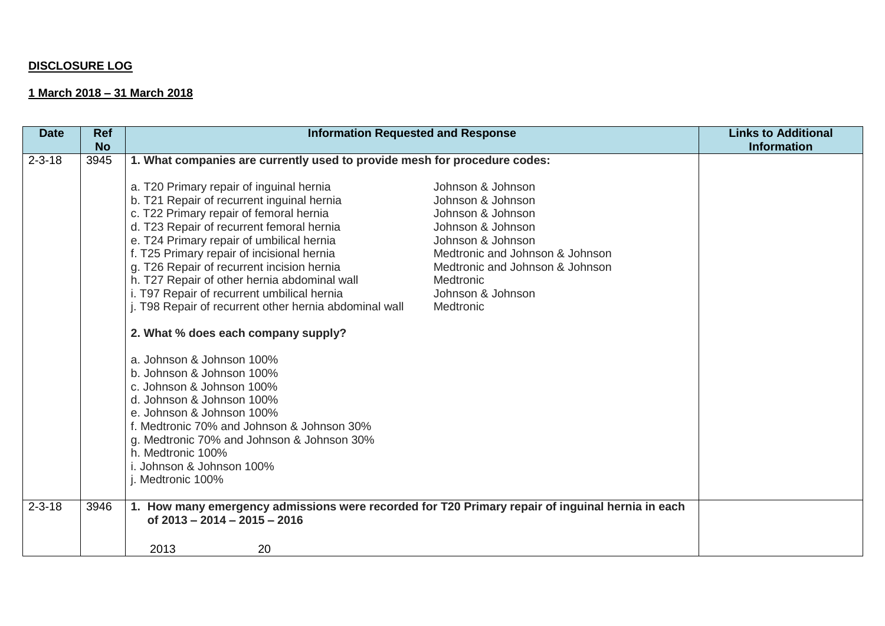**DISCLOSURE LOG**

**1 March 2018 – 31 March 2018**

| Date | Ref No | Information Requested and Response | Links to Additional Information |
|---|---|---|---|
| 2-3-18 | 3945 | **1. What companies are currently used to provide mesh for procedure codes:**<br><br>a. T20 Primary repair of inguinal hernia — Johnson & Johnson<br>b. T21 Repair of recurrent inguinal hernia — Johnson & Johnson<br>c. T22 Primary repair of femoral hernia — Johnson & Johnson<br>d. T23 Repair of recurrent femoral hernia — Johnson & Johnson<br>e. T24 Primary repair of umbilical hernia — Johnson & Johnson<br>f. T25 Primary repair of incisional hernia — Medtronic and Johnson & Johnson<br>g. T26 Repair of recurrent incision hernia — Medtronic and Johnson & Johnson<br>h. T27 Repair of other hernia abdominal wall — Medtronic<br>i. T97 Repair of recurrent umbilical hernia — Johnson & Johnson<br>j. T98 Repair of recurrent other hernia abdominal wall — Medtronic<br><br>**2. What % does each company supply?**<br><br>a. Johnson & Johnson 100%<br>b. Johnson & Johnson 100%<br>c. Johnson & Johnson 100%<br>d. Johnson & Johnson 100%<br>e. Johnson & Johnson 100%<br>f. Medtronic 70% and Johnson & Johnson 30%<br>g. Medtronic 70% and Johnson & Johnson 30%<br>h. Medtronic 100%<br>i. Johnson & Johnson 100%<br>j. Medtronic 100% | |
| 2-3-18 | 3946 | **1. How many emergency admissions were recorded for T20 Primary repair of inguinal hernia in each of 2013 – 2014 – 2015 – 2016**<br><br>2013 20 | |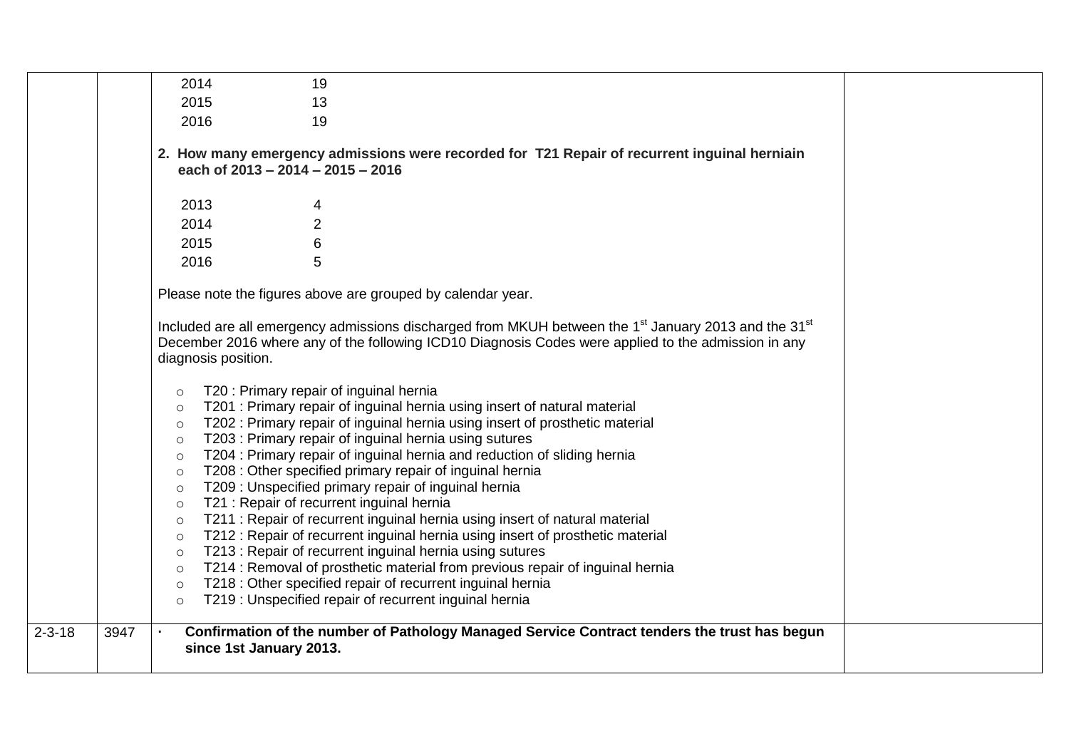| | | | |
|---|---|---|---|
| | | 2014 19<br>2015 13<br>2016 19<br><br>**2. How many emergency admissions were recorded for T21 Repair of recurrent inguinal herniain each of 2013 – 2014 – 2015 – 2016**<br><br>2013 4<br>2014 2<br>2015 6<br>2016 5<br><br>Please note the figures above are grouped by calendar year.<br><br>Included are all emergency admissions discharged from MKUH between the 1st January 2013 and the 31st December 2016 where any of the following ICD10 Diagnosis Codes were applied to the admission in any diagnosis position.<br><br>○ T20 : Primary repair of inguinal hernia<br>○ T201 : Primary repair of inguinal hernia using insert of natural material<br>○ T202 : Primary repair of inguinal hernia using insert of prosthetic material<br>○ T203 : Primary repair of inguinal hernia using sutures<br>○ T204 : Primary repair of inguinal hernia and reduction of sliding hernia<br>○ T208 : Other specified primary repair of inguinal hernia<br>○ T209 : Unspecified primary repair of inguinal hernia<br>○ T21 : Repair of recurrent inguinal hernia<br>○ T211 : Repair of recurrent inguinal hernia using insert of natural material<br>○ T212 : Repair of recurrent inguinal hernia using insert of prosthetic material<br>○ T213 : Repair of recurrent inguinal hernia using sutures<br>○ T214 : Removal of prosthetic material from previous repair of inguinal hernia<br>○ T218 : Other specified repair of recurrent inguinal hernia<br>○ T219 : Unspecified repair of recurrent inguinal hernia | |
| 2-3-18 | 3947 | · **Confirmation of the number of Pathology Managed Service Contract tenders the trust has begun since 1st January 2013.** | |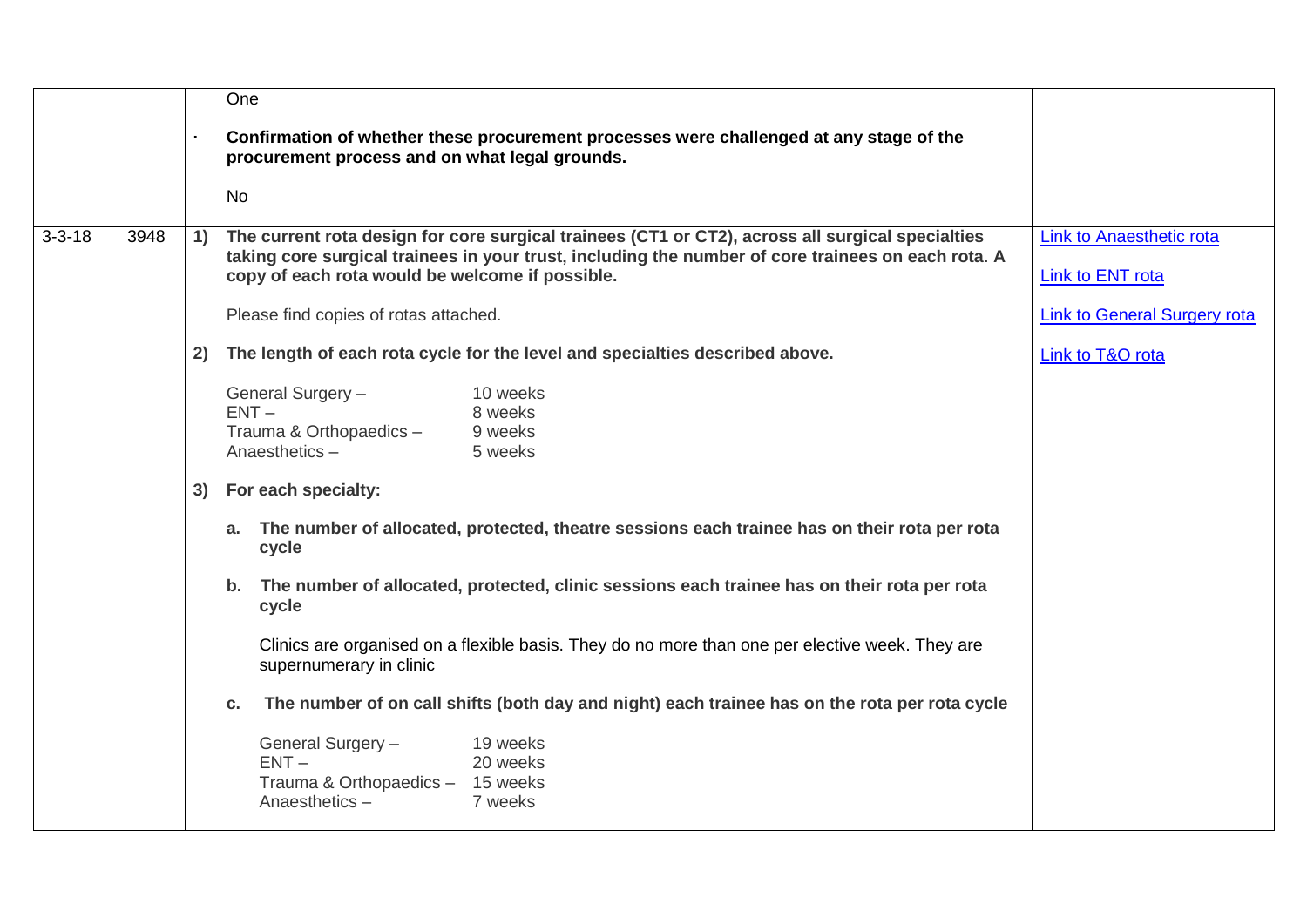| | | | |
|---|---|---|---|
| | | One<br><br>· **Confirmation of whether these procurement processes were challenged at any stage of the procurement process and on what legal grounds.**<br><br>No | |
| 3-3-18 | 3948 | **1) The current rota design for core surgical trainees (CT1 or CT2), across all surgical specialties taking core surgical trainees in your trust, including the number of core trainees on each rota. A copy of each rota would be welcome if possible.**<br><br>Please find copies of rotas attached.<br><br>**2) The length of each rota cycle for the level and specialties described above.**<br><br>General Surgery – 10 weeks<br>ENT – 8 weeks<br>Trauma & Orthopaedics – 9 weeks<br>Anaesthetics – 5 weeks<br><br>**3) For each specialty:**<br><br>**a. The number of allocated, protected, theatre sessions each trainee has on their rota per rota cycle**<br><br>**b. The number of allocated, protected, clinic sessions each trainee has on their rota per rota cycle**<br><br>Clinics are organised on a flexible basis. They do no more than one per elective week. They are supernumerary in clinic<br><br>**c. The number of on call shifts (both day and night) each trainee has on the rota per rota cycle**<br><br>General Surgery – 19 weeks<br>ENT – 20 weeks<br>Trauma & Orthopaedics – 15 weeks<br>Anaesthetics – 7 weeks | Link to Anaesthetic rota<br><br>Link to ENT rota<br><br>Link to General Surgery rota<br><br>Link to T&O rota |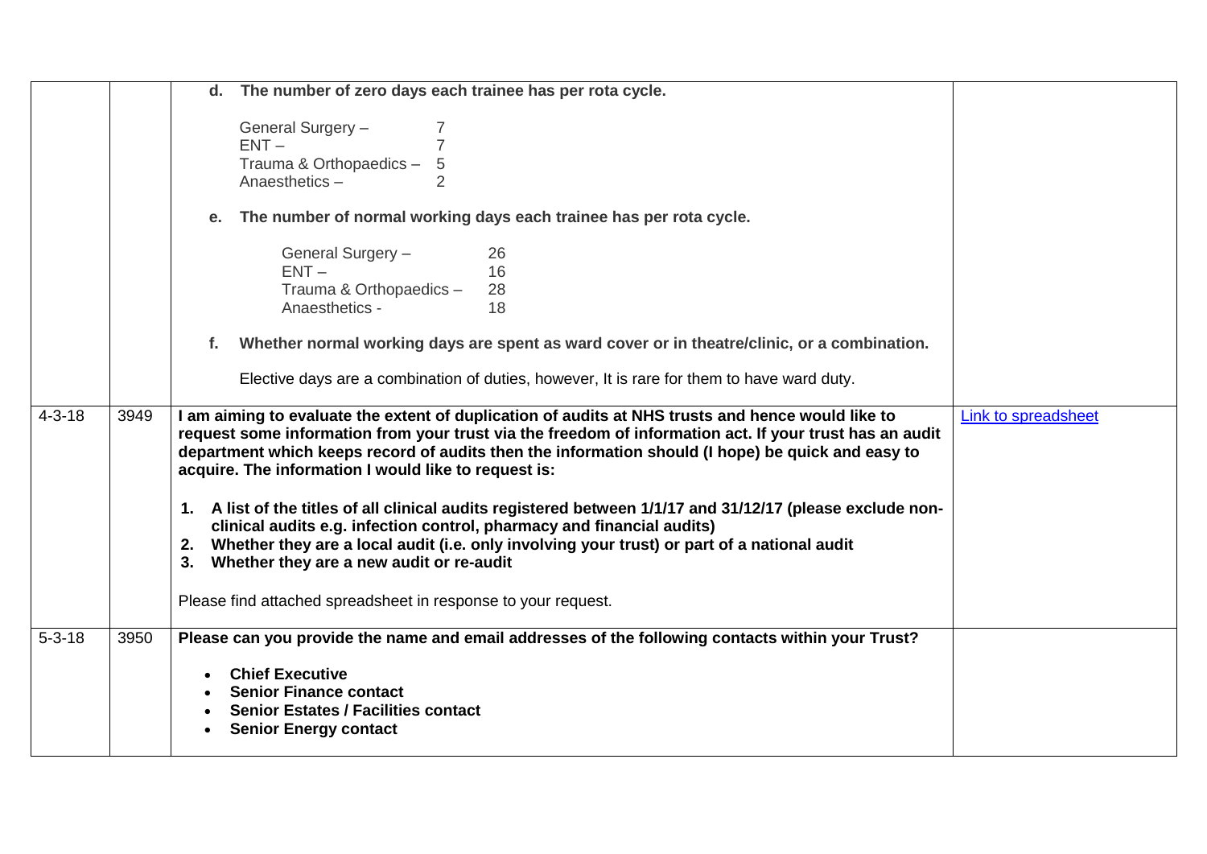| | | | |
|---|---|---|---|
| | | **d. The number of zero days each trainee has per rota cycle.**<br><br>General Surgery – 7<br>ENT – 7<br>Trauma & Orthopaedics – 5<br>Anaesthetics – 2<br><br>**e. The number of normal working days each trainee has per rota cycle.**<br><br>General Surgery – 26<br>ENT – 16<br>Trauma & Orthopaedics – 28<br>Anaesthetics - 18<br><br>**f. Whether normal working days are spent as ward cover or in theatre/clinic, or a combination.**<br><br>Elective days are a combination of duties, however, It is rare for them to have ward duty. | |
| 4-3-18 | 3949 | **I am aiming to evaluate the extent of duplication of audits at NHS trusts and hence would like to request some information from your trust via the freedom of information act. If your trust has an audit department which keeps record of audits then the information should (I hope) be quick and easy to acquire. The information I would like to request is:**<br><br>**1. A list of the titles of all clinical audits registered between 1/1/17 and 31/12/17 (please exclude non-clinical audits e.g. infection control, pharmacy and financial audits)**<br>**2. Whether they are a local audit (i.e. only involving your trust) or part of a national audit**<br>**3. Whether they are a new audit or re-audit**<br><br>Please find attached spreadsheet in response to your request. | Link to spreadsheet |
| 5-3-18 | 3950 | **Please can you provide the name and email addresses of the following contacts within your Trust?**<br><br>• **Chief Executive**<br>• **Senior Finance contact**<br>• **Senior Estates / Facilities contact**<br>• **Senior Energy contact** | |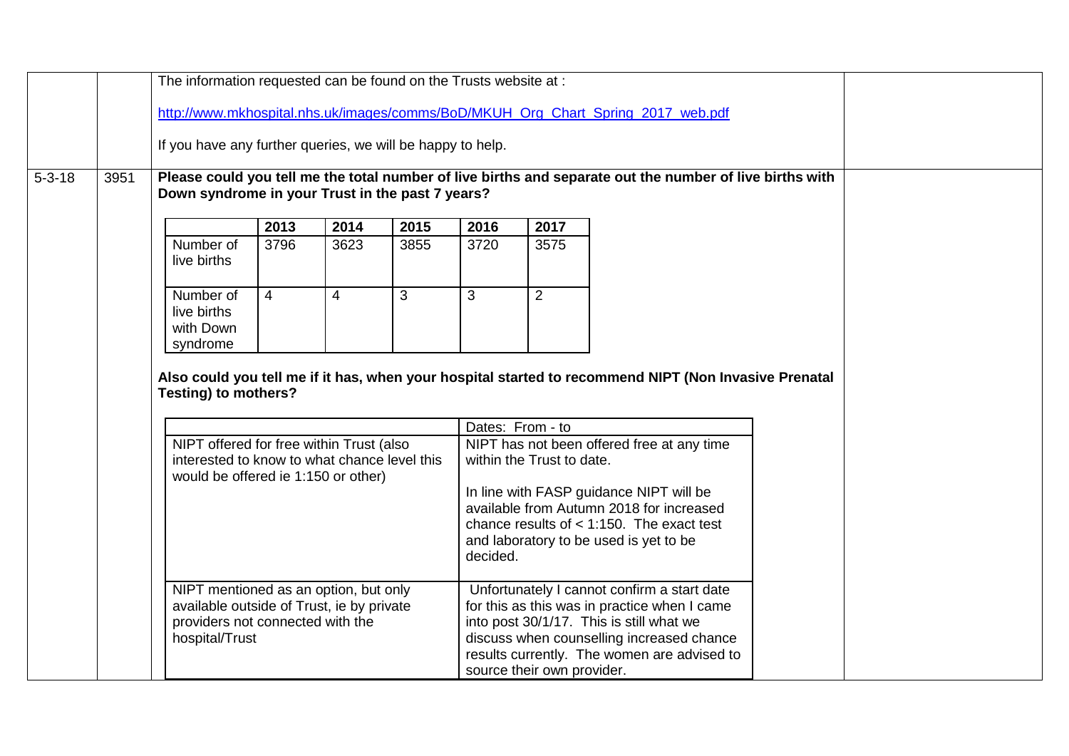| | | | |
|---|---|---|---|
| | | The information requested can be found on the Trusts website at :<br><br>http://www.mkhospital.nhs.uk/images/comms/BoD/MKUH_Org_Chart_Spring_2017_web.pdf<br><br>If you have any further queries, we will be happy to help. | |
| 5-3-18 | 3951 | **Please could you tell me the total number of live births and separate out the number of live births with Down syndrome in your Trust in the past 7 years?** | |

| | 2013 | 2014 | 2015 | 2016 | 2017 |
|---|---|---|---|---|---|
| Number of live births | 3796 | 3623 | 3855 | 3720 | 3575 |
| Number of live births with Down syndrome | 4 | 4 | 3 | 3 | 2 |

**Also could you tell me if it has, when your hospital started to recommend NIPT (Non Invasive Prenatal Testing) to mothers?**

| | Dates: From - to |
|---|---|
| NIPT offered for free within Trust (also interested to know to what chance level this would be offered ie 1:150 or other) | NIPT has not been offered free at any time within the Trust to date.<br><br>In line with FASP guidance NIPT will be available from Autumn 2018 for increased chance results of < 1:150. The exact test and laboratory to be used is yet to be decided. |
| NIPT mentioned as an option, but only available outside of Trust, ie by private providers not connected with the hospital/Trust | Unfortunately I cannot confirm a start date for this as this was in practice when I came into post 30/1/17. This is still what we discuss when counselling increased chance results currently. The women are advised to source their own provider. |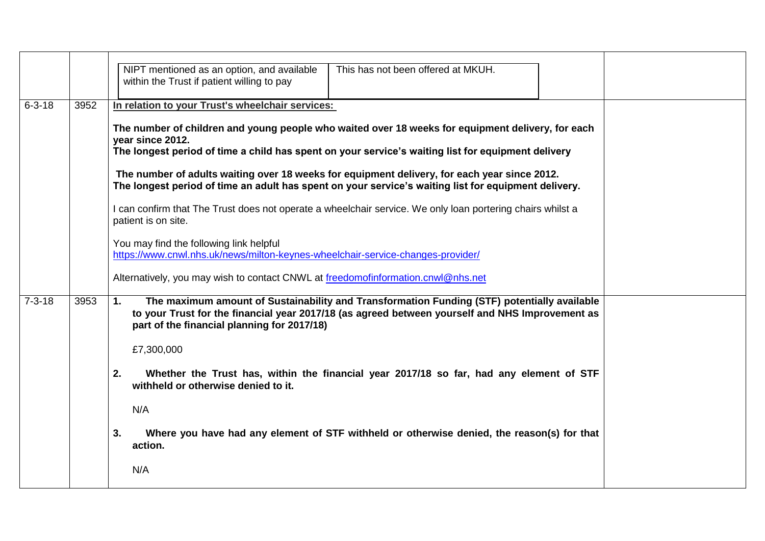| | | | |
|---|---|---|---|
| | | NIPT mentioned as an option, and available within the Trust if patient willing to pay / This has not been offered at MKUH. | |
| 6-3-18 | 3952 | **In relation to your Trust's wheelchair services:**<br><br>**The number of children and young people who waited over 18 weeks for equipment delivery, for each year since 2012.**<br>**The longest period of time a child has spent on your service's waiting list for equipment delivery**<br><br>**The number of adults waiting over 18 weeks for equipment delivery, for each year since 2012.**<br>**The longest period of time an adult has spent on your service's waiting list for equipment delivery.**<br><br>I can confirm that The Trust does not operate a wheelchair service. We only loan portering chairs whilst a patient is on site.<br><br>You may find the following link helpful<br>https://www.cnwl.nhs.uk/news/milton-keynes-wheelchair-service-changes-provider/<br><br>Alternatively, you may wish to contact CNWL at freedomofinformation.cnwl@nhs.net | |
| 7-3-18 | 3953 | **1. The maximum amount of Sustainability and Transformation Funding (STF) potentially available to your Trust for the financial year 2017/18 (as agreed between yourself and NHS Improvement as part of the financial planning for 2017/18)**<br><br>£7,300,000<br><br>**2. Whether the Trust has, within the financial year 2017/18 so far, had any element of STF withheld or otherwise denied to it.**<br><br>N/A<br><br>**3. Where you have had any element of STF withheld or otherwise denied, the reason(s) for that action.**<br><br>N/A | |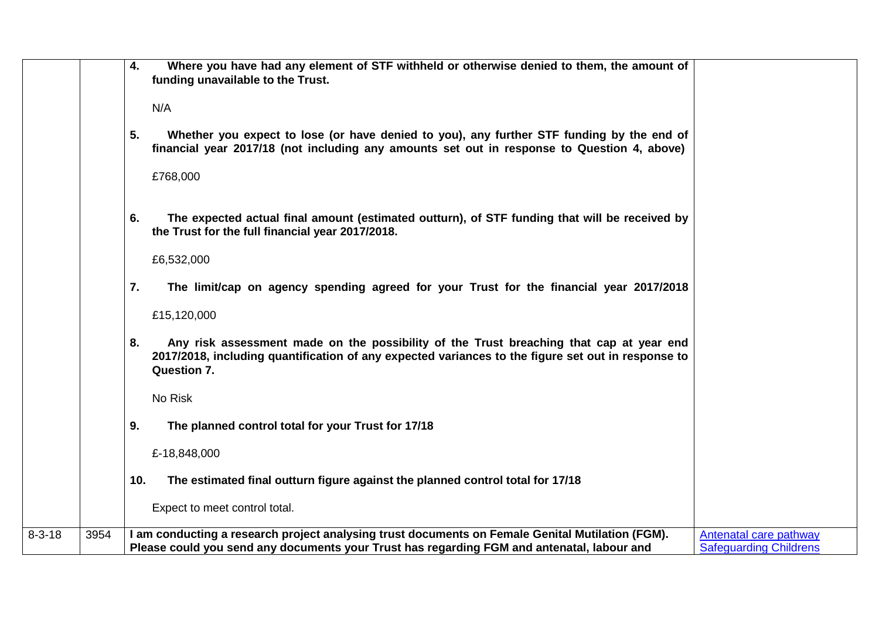| | | | |
|---|---|---|---|
| | | **4. Where you have had any element of STF withheld or otherwise denied to them, the amount of funding unavailable to the Trust.**<br><br>N/A<br><br>**5. Whether you expect to lose (or have denied to you), any further STF funding by the end of financial year 2017/18 (not including any amounts set out in response to Question 4, above)**<br><br>£768,000<br><br>**6. The expected actual final amount (estimated outturn), of STF funding that will be received by the Trust for the full financial year 2017/2018.**<br><br>£6,532,000<br><br>**7. The limit/cap on agency spending agreed for your Trust for the financial year 2017/2018**<br><br>£15,120,000<br><br>**8. Any risk assessment made on the possibility of the Trust breaching that cap at year end 2017/2018, including quantification of any expected variances to the figure set out in response to Question 7.**<br><br>No Risk<br><br>**9. The planned control total for your Trust for 17/18**<br><br>£-18,848,000<br><br>**10. The estimated final outturn figure against the planned control total for 17/18**<br><br>Expect to meet control total. | |
| 8-3-18 | 3954 | **I am conducting a research project analysing trust documents on Female Genital Mutilation (FGM). Please could you send any documents your Trust has regarding FGM and antenatal, labour and** | Antenatal care pathway<br>Safeguarding Childrens |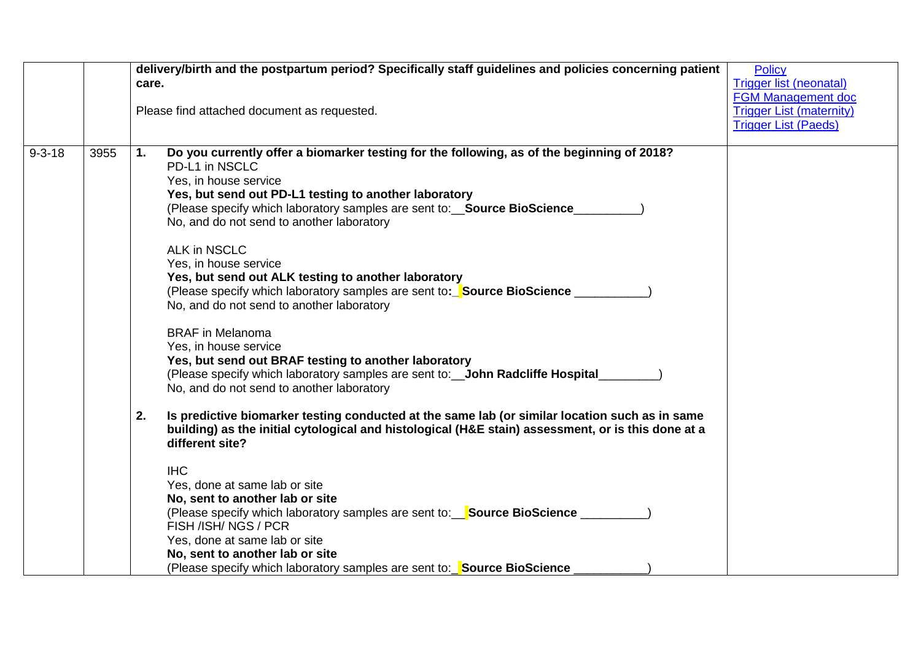| | | | |
|---|---|---|---|
| | | **delivery/birth and the postpartum period? Specifically staff guidelines and policies concerning patient care.**<br><br>Please find attached document as requested. | Policy<br>Trigger list (neonatal)<br>FGM Management doc<br>Trigger List (maternity)<br>Trigger List (Paeds) |
| 9-3-18 | 3955 | **1. Do you currently offer a biomarker testing for the following, as of the beginning of 2018?**<br>PD-L1 in NSCLC<br>Yes, in house service<br>**Yes, but send out PD-L1 testing to another laboratory**<br>(Please specify which laboratory samples are sent to:__**Source BioScience**__________)<br>No, and do not send to another laboratory<br><br>ALK in NSCLC<br>Yes, in house service<br>**Yes, but send out ALK testing to another laboratory**<br>(Please specify which laboratory samples are sent to**:_ Source BioScience** ___________)<br>No, and do not send to another laboratory<br><br>BRAF in Melanoma<br>Yes, in house service<br>**Yes, but send out BRAF testing to another laboratory**<br>(Please specify which laboratory samples are sent to:__**John Radcliffe Hospital**_________)<br>No, and do not send to another laboratory<br><br>**2. Is predictive biomarker testing conducted at the same lab (or similar location such as in same building) as the initial cytological and histological (H&E stain) assessment, or is this done at a different site?**<br><br>IHC<br>Yes, done at same lab or site<br>**No, sent to another lab or site**<br>(Please specify which laboratory samples are sent to:__ **Source BioScience** __________)<br>FISH /ISH/ NGS / PCR<br>Yes, done at same lab or site<br>**No, sent to another lab or site**<br>(Please specify which laboratory samples are sent to:_ **Source BioScience** ___________) | |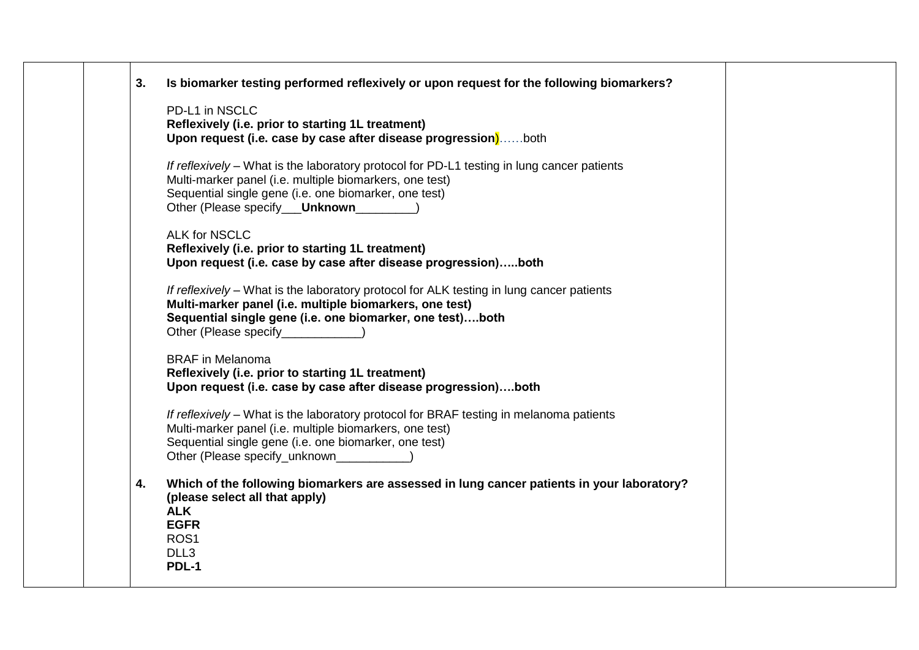| | | | |
|---|---|---|---|
| | | **3. Is biomarker testing performed reflexively or upon request for the following biomarkers?**<br><br>PD-L1 in NSCLC<br>**Reflexively (i.e. prior to starting 1L treatment)**<br>**Upon request (i.e. case by case after disease progression)**……both<br><br>*If reflexively* – What is the laboratory protocol for PD-L1 testing in lung cancer patients<br>Multi-marker panel (i.e. multiple biomarkers, one test)<br>Sequential single gene (i.e. one biomarker, one test)<br>Other (Please specify___**Unknown**_________)<br><br>ALK for NSCLC<br>**Reflexively (i.e. prior to starting 1L treatment)**<br>**Upon request (i.e. case by case after disease progression)…..both**<br><br>*If reflexively* – What is the laboratory protocol for ALK testing in lung cancer patients<br>**Multi-marker panel (i.e. multiple biomarkers, one test)**<br>**Sequential single gene (i.e. one biomarker, one test)….both**<br>Other (Please specify____________)<br><br>BRAF in Melanoma<br>**Reflexively (i.e. prior to starting 1L treatment)**<br>**Upon request (i.e. case by case after disease progression)….both**<br><br>*If reflexively* – What is the laboratory protocol for BRAF testing in melanoma patients<br>Multi-marker panel (i.e. multiple biomarkers, one test)<br>Sequential single gene (i.e. one biomarker, one test)<br>Other (Please specify_unknown___________)<br><br>**4. Which of the following biomarkers are assessed in lung cancer patients in your laboratory? (please select all that apply)**<br>**ALK**<br>**EGFR**<br>ROS1<br>DLL3<br>**PDL-1** | |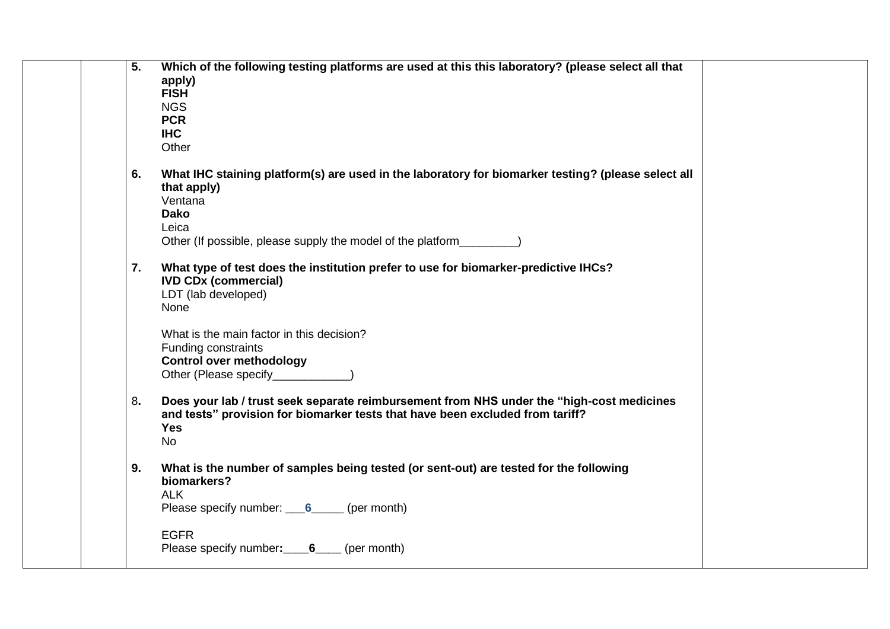5. **Which of the following testing platforms are used at this this laboratory? (please select all that apply)**
   **FISH**
   NGS
   **PCR**
   **IHC**
   Other

6. **What IHC staining platform(s) are used in the laboratory for biomarker testing? (please select all that apply)**
   Ventana
   **Dako**
   Leica
   Other (If possible, please supply the model of the platform_________)

7. **What type of test does the institution prefer to use for biomarker-predictive IHCs?**
   **IVD CDx (commercial)**
   LDT (lab developed)
   None

   What is the main factor in this decision?
   Funding constraints
   **Control over methodology**
   Other (Please specify____________)

8. **Does your lab / trust seek separate reimbursement from NHS under the "high-cost medicines and tests" provision for biomarker tests that have been excluded from tariff?**
   **Yes**
   No

9. **What is the number of samples being tested (or sent-out) are tested for the following biomarkers?**
   ALK
   Please specify number: ___**6**_____ (per month)

   EGFR
   Please specify number**:**____**6**____ (per month)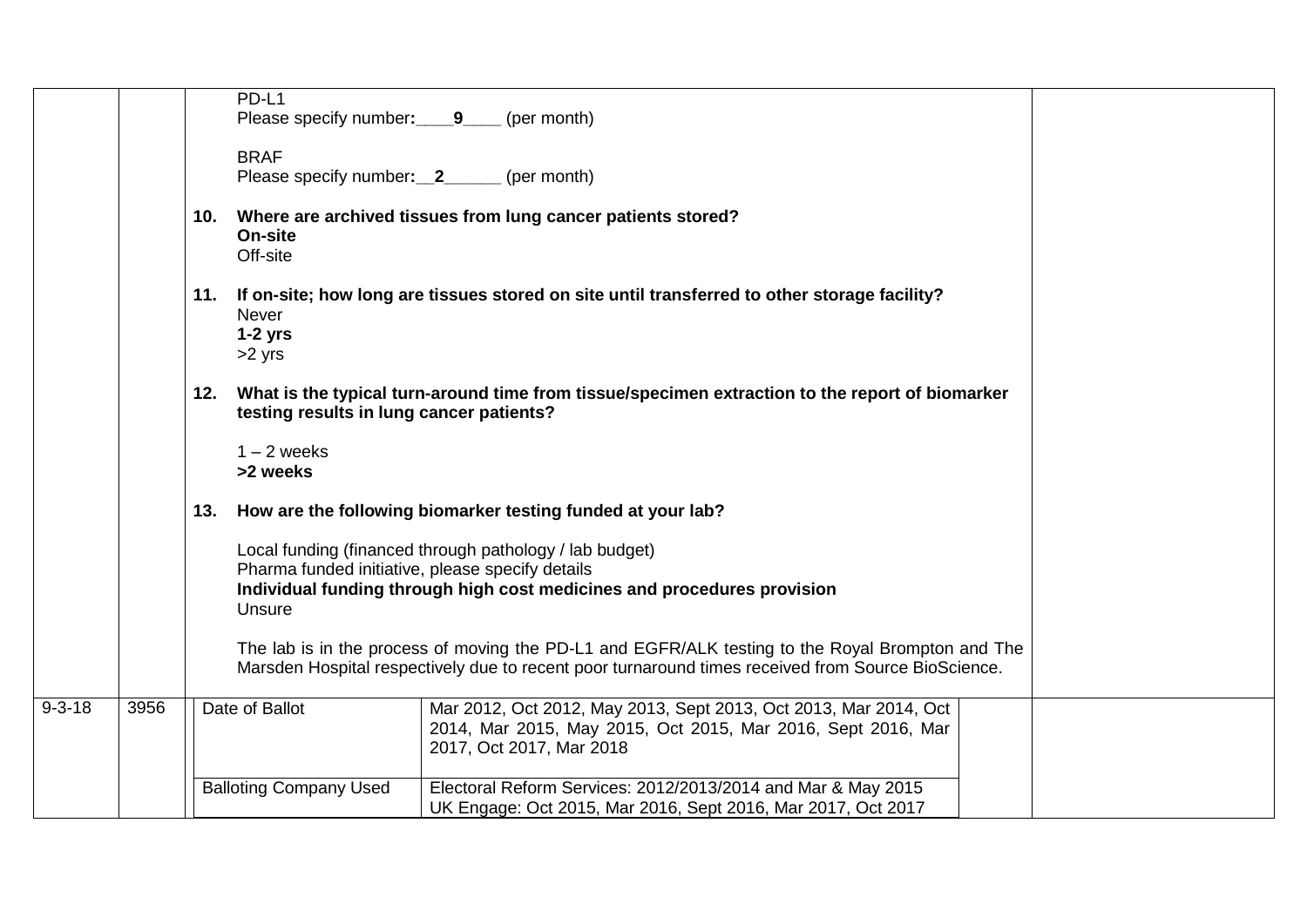| | | | |
|---|---|---|---|
| | | PD-L1<br>Please specify number:\_\_\_\_9\_\_\_\_ (per month)<br><br>BRAF<br>Please specify number:\_\_2\_\_\_\_\_\_ (per month)<br><br>**10. Where are archived tissues from lung cancer patients stored?**<br>**On-site**<br>Off-site<br><br>**11. If on-site; how long are tissues stored on site until transferred to other storage facility?**<br>Never<br>**1-2 yrs**<br>>2 yrs<br><br>**12. What is the typical turn-around time from tissue/specimen extraction to the report of biomarker testing results in lung cancer patients?**<br><br>1 – 2 weeks<br>**>2 weeks**<br><br>**13. How are the following biomarker testing funded at your lab?**<br><br>Local funding (financed through pathology / lab budget)<br>Pharma funded initiative, please specify details<br>**Individual funding through high cost medicines and procedures provision**<br>Unsure<br><br>The lab is in the process of moving the PD-L1 and EGFR/ALK testing to the Royal Brompton and The Marsden Hospital respectively due to recent poor turnaround times received from Source BioScience. | |
| 9-3-18 | 3956 | Date of Ballot: Mar 2012, Oct 2012, May 2013, Sept 2013, Oct 2013, Mar 2014, Oct 2014, Mar 2015, May 2015, Oct 2015, Mar 2016, Sept 2016, Mar 2017, Oct 2017, Mar 2018<br><br>Balloting Company Used: Electoral Reform Services: 2012/2013/2014 and Mar & May 2015<br>UK Engage: Oct 2015, Mar 2016, Sept 2016, Mar 2017, Oct 2017 | |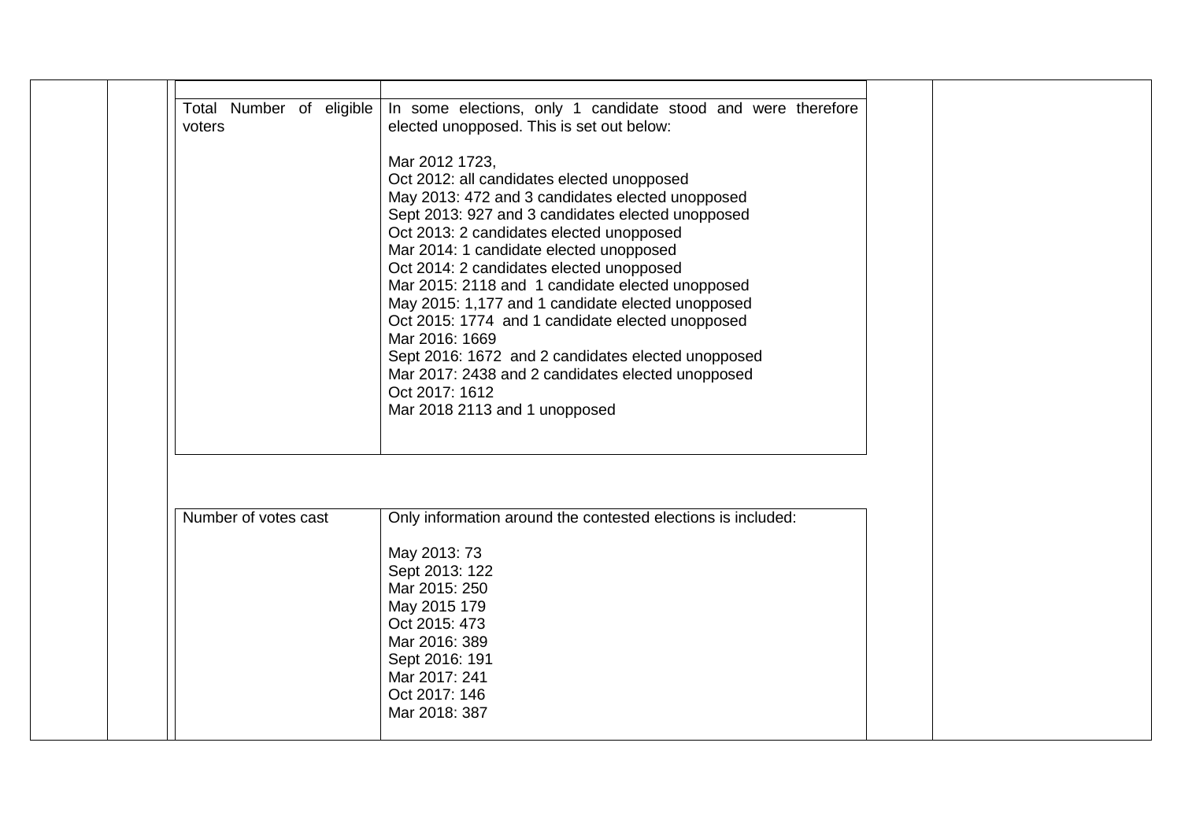| | |
|---|---|
| Total Number of eligible voters | In some elections, only 1 candidate stood and were therefore elected unopposed. This is set out below:<br><br>Mar 2012 1723,<br>Oct 2012: all candidates elected unopposed<br>May 2013: 472 and 3 candidates elected unopposed<br>Sept 2013: 927 and 3 candidates elected unopposed<br>Oct 2013: 2 candidates elected unopposed<br>Mar 2014: 1 candidate elected unopposed<br>Oct 2014: 2 candidates elected unopposed<br>Mar 2015: 2118 and 1 candidate elected unopposed<br>May 2015: 1,177 and 1 candidate elected unopposed<br>Oct 2015: 1774 and 1 candidate elected unopposed<br>Mar 2016: 1669<br>Sept 2016: 1672 and 2 candidates elected unopposed<br>Mar 2017: 2438 and 2 candidates elected unopposed<br>Oct 2017: 1612<br>Mar 2018 2113 and 1 unopposed |

| | |
|---|---|
| Number of votes cast | Only information around the contested elections is included:<br><br>May 2013: 73<br>Sept 2013: 122<br>Mar 2015: 250<br>May 2015 179<br>Oct 2015: 473<br>Mar 2016: 389<br>Sept 2016: 191<br>Mar 2017: 241<br>Oct 2017: 146<br>Mar 2018: 387 |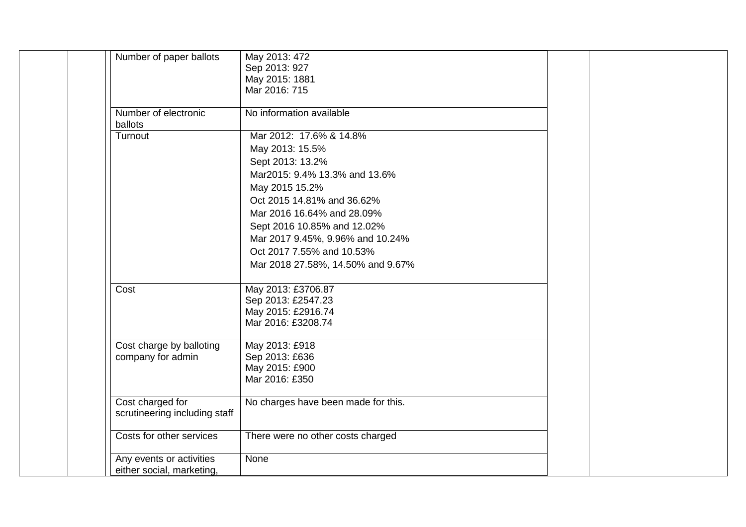| | | Number of paper ballots | May 2013: 472<br>Sep 2013: 927<br>May 2015: 1881<br>Mar 2016: 715 | | |
|---|---|---|---|---|---|
| | | Number of electronic ballots | No information available | | |
| | | Turnout | Mar 2012: 17.6% & 14.8%<br>May 2013: 15.5%<br>Sept 2013: 13.2%<br>Mar2015: 9.4% 13.3% and 13.6%<br>May 2015 15.2%<br>Oct 2015 14.81% and 36.62%<br>Mar 2016 16.64% and 28.09%<br>Sept 2016 10.85% and 12.02%<br>Mar 2017 9.45%, 9.96% and 10.24%<br>Oct 2017 7.55% and 10.53%<br>Mar 2018 27.58%, 14.50% and 9.67% | | |
| | | Cost | May 2013: £3706.87<br>Sep 2013: £2547.23<br>May 2015: £2916.74<br>Mar 2016: £3208.74 | | |
| | | Cost charge by balloting company for admin | May 2013: £918<br>Sep 2013: £636<br>May 2015: £900<br>Mar 2016: £350 | | |
| | | Cost charged for scrutineering including staff | No charges have been made for this. | | |
| | | Costs for other services | There were no other costs charged | | |
| | | Any events or activities either social, marketing, | None | | |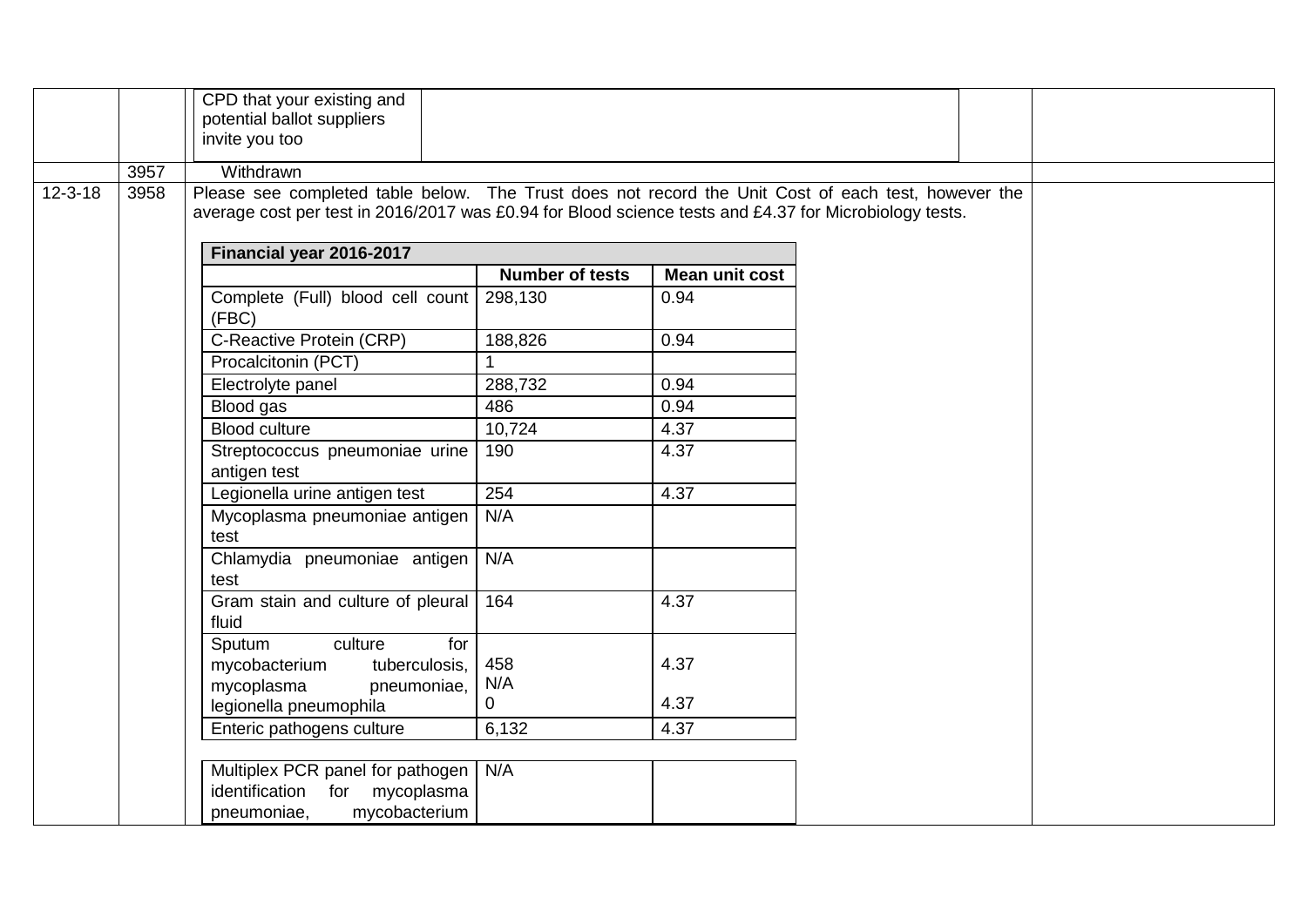| | | | | |
|---|---|---|---|---|
| | | CPD that your existing and potential ballot suppliers invite you too | | |
| | 3957 | Withdrawn | | |
| 12-3-18 | 3958 | Please see completed table below. The Trust does not record the Unit Cost of each test, however the average cost per test in 2016/2017 was £0.94 for Blood science tests and £4.37 for Microbiology tests. | | |

| Financial year 2016-2017 | | |
|---|---|---|
| | **Number of tests** | **Mean unit cost** |
| Complete (Full) blood cell count (FBC) | 298,130 | 0.94 |
| C-Reactive Protein (CRP) | 188,826 | 0.94 |
| Procalcitonin (PCT) | 1 | |
| Electrolyte panel | 288,732 | 0.94 |
| Blood gas | 486 | 0.94 |
| Blood culture | 10,724 | 4.37 |
| Streptococcus pneumoniae urine antigen test | 190 | 4.37 |
| Legionella urine antigen test | 254 | 4.37 |
| Mycoplasma pneumoniae antigen test | N/A | |
| Chlamydia pneumoniae antigen test | N/A | |
| Gram stain and culture of pleural fluid | 164 | 4.37 |
| Sputum culture for mycobacterium tuberculosis, mycoplasma pneumoniae, legionella pneumophila | 458<br>N/A<br>0 | 4.37<br><br>4.37 |
| Enteric pathogens culture | 6,132 | 4.37 |

| | | |
|---|---|---|
| Multiplex PCR panel for pathogen identification for mycoplasma pneumoniae, mycobacterium | N/A | |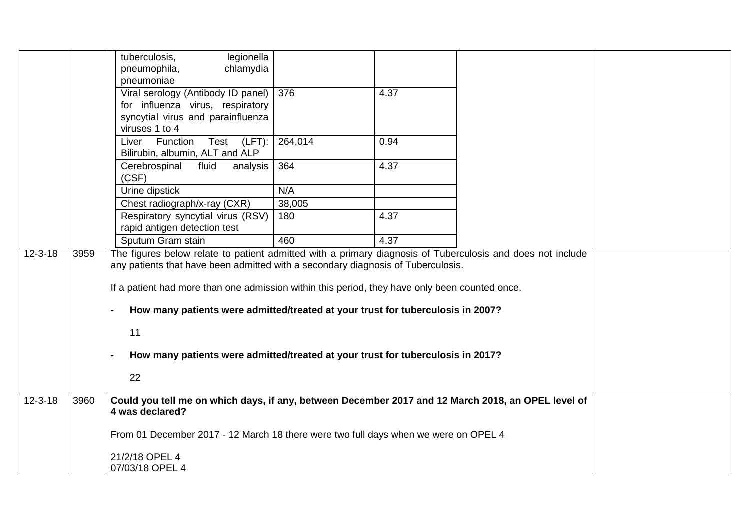| Date | Ref | Request / Response | |
|---|---|---|---|
| | | | |

| Test | Number | Cost |
|---|---|---|
| tuberculosis, legionella pneumophila, chlamydia pneumoniae | | |
| Viral serology (Antibody ID panel) for influenza virus, respiratory syncytial virus and parainfluenza viruses 1 to 4 | 376 | 4.37 |
| Liver Function Test (LFT): Bilirubin, albumin, ALT and ALP | 264,014 | 0.94 |
| Cerebrospinal fluid analysis (CSF) | 364 | 4.37 |
| Urine dipstick | N/A | |
| Chest radiograph/x-ray (CXR) | 38,005 | |
| Respiratory syncytial virus (RSV) rapid antigen detection test | 180 | 4.37 |
| Sputum Gram stain | 460 | 4.37 |

**12-3-18 — 3959**

The figures below relate to patient admitted with a primary diagnosis of Tuberculosis and does not include any patients that have been admitted with a secondary diagnosis of Tuberculosis.

If a patient had more than one admission within this period, they have only been counted once.

- **How many patients were admitted/treated at your trust for tuberculosis in 2007?**

  11

- **How many patients were admitted/treated at your trust for tuberculosis in 2017?**

  22

**12-3-18 — 3960**

**Could you tell me on which days, if any, between December 2017 and 12 March 2018, an OPEL level of 4 was declared?**

From 01 December 2017 - 12 March 18 there were two full days when we were on OPEL 4

21/2/18 OPEL 4
07/03/18 OPEL 4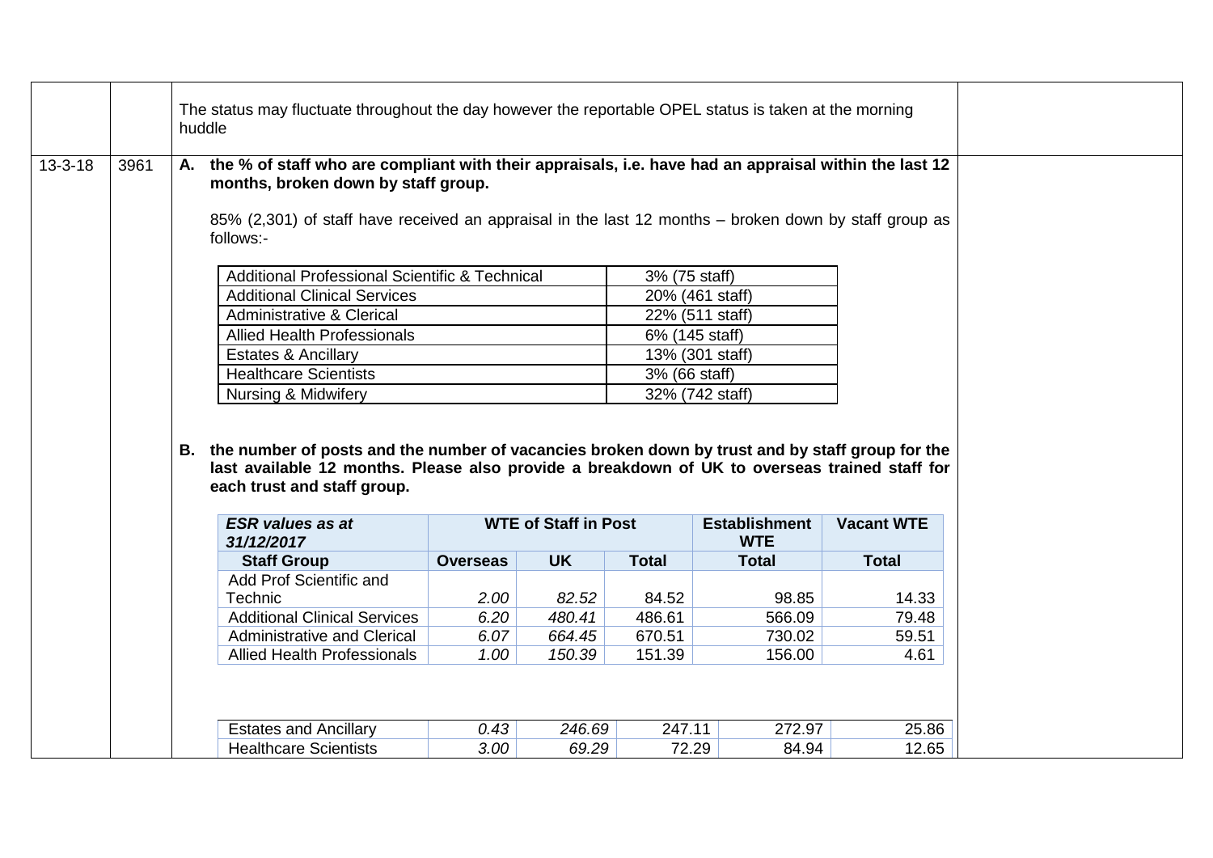| | | | |
|---|---|---|---|
| | | The status may fluctuate throughout the day however the reportable OPEL status is taken at the morning huddle | |
| 13-3-18 | 3961 | **A. the % of staff who are compliant with their appraisals, i.e. have had an appraisal within the last 12 months, broken down by staff group.**<br><br>85% (2,301) of staff have received an appraisal in the last 12 months – broken down by staff group as follows:-<br><br>Additional Professional Scientific & Technical: 3% (75 staff)<br>Additional Clinical Services: 20% (461 staff)<br>Administrative & Clerical: 22% (511 staff)<br>Allied Health Professionals: 6% (145 staff)<br>Estates & Ancillary: 13% (301 staff)<br>Healthcare Scientists: 3% (66 staff)<br>Nursing & Midwifery: 32% (742 staff)<br><br>**B. the number of posts and the number of vacancies broken down by trust and by staff group for the last available 12 months. Please also provide a breakdown of UK to overseas trained staff for each trust and staff group.** | |

| Additional Professional Scientific & Technical | 3% (75 staff) |
|---|---|
| Additional Clinical Services | 20% (461 staff) |
| Administrative & Clerical | 22% (511 staff) |
| Allied Health Professionals | 6% (145 staff) |
| Estates & Ancillary | 13% (301 staff) |
| Healthcare Scientists | 3% (66 staff) |
| Nursing & Midwifery | 32% (742 staff) |

| ***ESR values as at 31/12/2017*** | **WTE of Staff in Post** | | | **Establishment WTE** | **Vacant WTE** |
|---|---|---|---|---|---|
| **Staff Group** | **Overseas** | **UK** | **Total** | **Total** | **Total** |
| Add Prof Scientific and Technic | *2.00* | *82.52* | 84.52 | 98.85 | 14.33 |
| Additional Clinical Services | *6.20* | *480.41* | 486.61 | 566.09 | 79.48 |
| Administrative and Clerical | *6.07* | *664.45* | 670.51 | 730.02 | 59.51 |
| Allied Health Professionals | *1.00* | *150.39* | 151.39 | 156.00 | 4.61 |
| Estates and Ancillary | *0.43* | *246.69* | 247.11 | 272.97 | 25.86 |
| Healthcare Scientists | *3.00* | *69.29* | 72.29 | 84.94 | 12.65 |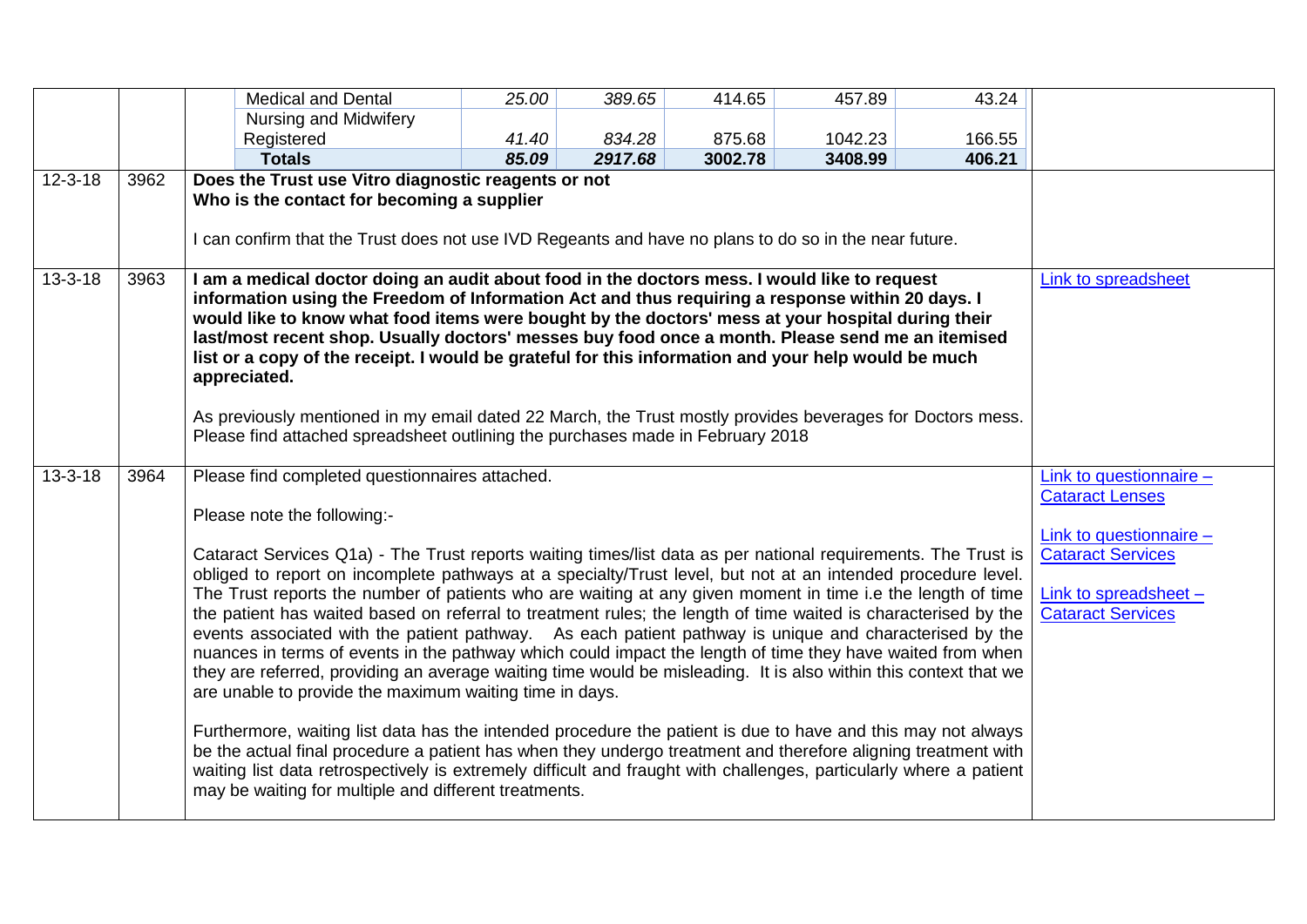| | | | | | | | |
|---|---|---|---|---|---|---|---|
| | | Medical and Dental | *25.00* | *389.65* | 414.65 | 457.89 | 43.24 |
| | | Nursing and Midwifery Registered | *41.40* | *834.28* | 875.68 | 1042.23 | 166.55 |
| | | **Totals** | ***85.09*** | ***2917.68*** | **3002.78** | **3408.99** | **406.21** |

| | | | |
|---|---|---|---|
| 12-3-18 | 3962 | **Does the Trust use Vitro diagnostic reagents or not**<br>**Who is the contact for becoming a supplier**<br><br>I can confirm that the Trust does not use IVD Regeants and have no plans to do so in the near future. | |
| 13-3-18 | 3963 | **I am a medical doctor doing an audit about food in the doctors mess. I would like to request information using the Freedom of Information Act and thus requiring a response within 20 days. I would like to know what food items were bought by the doctors' mess at your hospital during their last/most recent shop. Usually doctors' messes buy food once a month. Please send me an itemised list or a copy of the receipt. I would be grateful for this information and your help would be much appreciated.**<br><br>As previously mentioned in my email dated 22 March, the Trust mostly provides beverages for Doctors mess. Please find attached spreadsheet outlining the purchases made in February 2018 | Link to spreadsheet |
| 13-3-18 | 3964 | Please find completed questionnaires attached.<br><br>Please note the following:-<br><br>Cataract Services Q1a) - The Trust reports waiting times/list data as per national requirements. The Trust is obliged to report on incomplete pathways at a specialty/Trust level, but not at an intended procedure level. The Trust reports the number of patients who are waiting at any given moment in time i.e the length of time the patient has waited based on referral to treatment rules; the length of time waited is characterised by the events associated with the patient pathway. As each patient pathway is unique and characterised by the nuances in terms of events in the pathway which could impact the length of time they have waited from when they are referred, providing an average waiting time would be misleading. It is also within this context that we are unable to provide the maximum waiting time in days.<br><br>Furthermore, waiting list data has the intended procedure the patient is due to have and this may not always be the actual final procedure a patient has when they undergo treatment and therefore aligning treatment with waiting list data retrospectively is extremely difficult and fraught with challenges, particularly where a patient may be waiting for multiple and different treatments. | Link to questionnaire – Cataract Lenses<br><br>Link to questionnaire – Cataract Services<br><br>Link to spreadsheet – Cataract Services |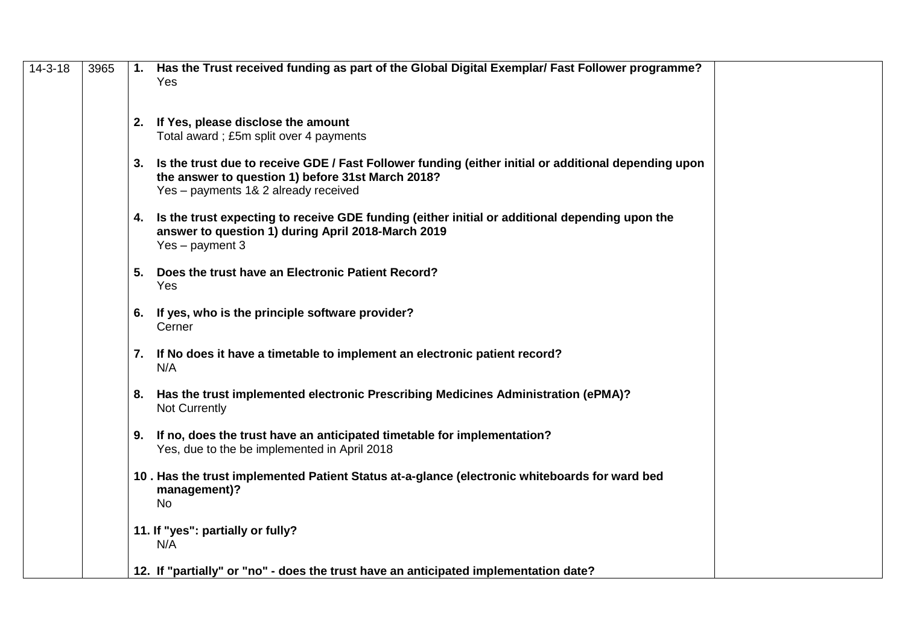| | | | |
|---|---|---|---|
| 14-3-18 | 3965 | **1. Has the Trust received funding as part of the Global Digital Exemplar/ Fast Follower programme?**<br>Yes<br><br>**2. If Yes, please disclose the amount**<br>Total award ; £5m split over 4 payments<br><br>**3. Is the trust due to receive GDE / Fast Follower funding (either initial or additional depending upon the answer to question 1) before 31st March 2018?**<br>Yes – payments 1& 2 already received<br><br>**4. Is the trust expecting to receive GDE funding (either initial or additional depending upon the answer to question 1) during April 2018-March 2019**<br>Yes – payment 3<br><br>**5. Does the trust have an Electronic Patient Record?**<br>Yes<br><br>**6. If yes, who is the principle software provider?**<br>Cerner<br><br>**7. If No does it have a timetable to implement an electronic patient record?**<br>N/A<br><br>**8. Has the trust implemented electronic Prescribing Medicines Administration (ePMA)?**<br>Not Currently<br><br>**9. If no, does the trust have an anticipated timetable for implementation?**<br>Yes, due to the be implemented in April 2018<br><br>**10 . Has the trust implemented Patient Status at-a-glance (electronic whiteboards for ward bed management)?**<br>No<br><br>**11. If "yes": partially or fully?**<br>N/A<br><br>**12. If "partially" or "no" - does the trust have an anticipated implementation date?** | |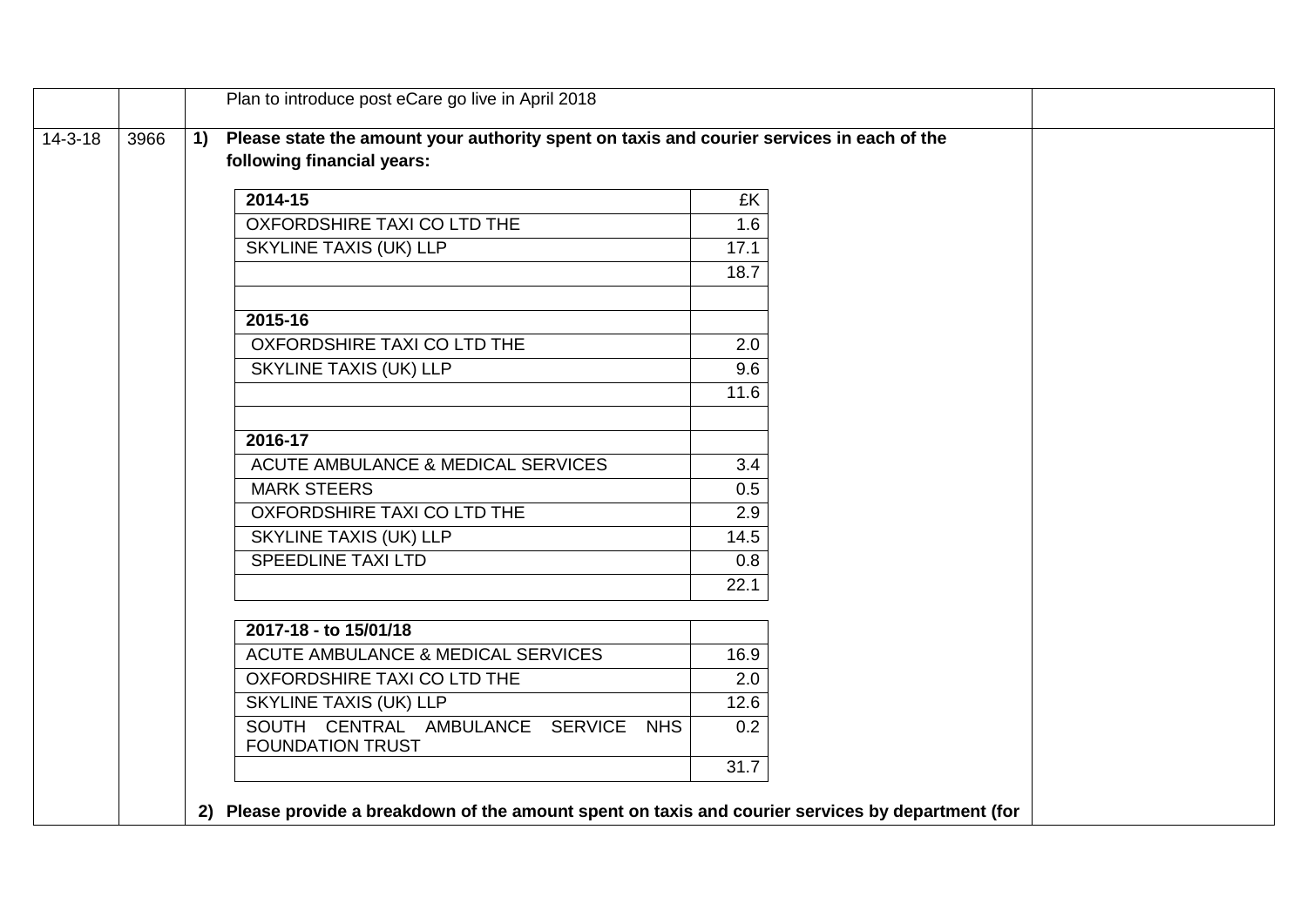| | | | |
|---|---|---|---|
| | | Plan to introduce post eCare go live in April 2018 | |
| 14-3-18 | 3966 | **1) Please state the amount your authority spent on taxis and courier services in each of the following financial years:** | |

| **2014-15** | £K |
|---|---|
| OXFORDSHIRE TAXI CO LTD THE | 1.6 |
| SKYLINE TAXIS (UK) LLP | 17.1 |
| | 18.7 |
| | |
| **2015-16** | |
| OXFORDSHIRE TAXI CO LTD THE | 2.0 |
| SKYLINE TAXIS (UK) LLP | 9.6 |
| | 11.6 |
| | |
| **2016-17** | |
| ACUTE AMBULANCE & MEDICAL SERVICES | 3.4 |
| MARK STEERS | 0.5 |
| OXFORDSHIRE TAXI CO LTD THE | 2.9 |
| SKYLINE TAXIS (UK) LLP | 14.5 |
| SPEEDLINE TAXI LTD | 0.8 |
| | 22.1 |

| **2017-18 - to 15/01/18** | |
|---|---|
| ACUTE AMBULANCE & MEDICAL SERVICES | 16.9 |
| OXFORDSHIRE TAXI CO LTD THE | 2.0 |
| SKYLINE TAXIS (UK) LLP | 12.6 |
| SOUTH CENTRAL AMBULANCE SERVICE NHS FOUNDATION TRUST | 0.2 |
| | 31.7 |

**2) Please provide a breakdown of the amount spent on taxis and courier services by department (for**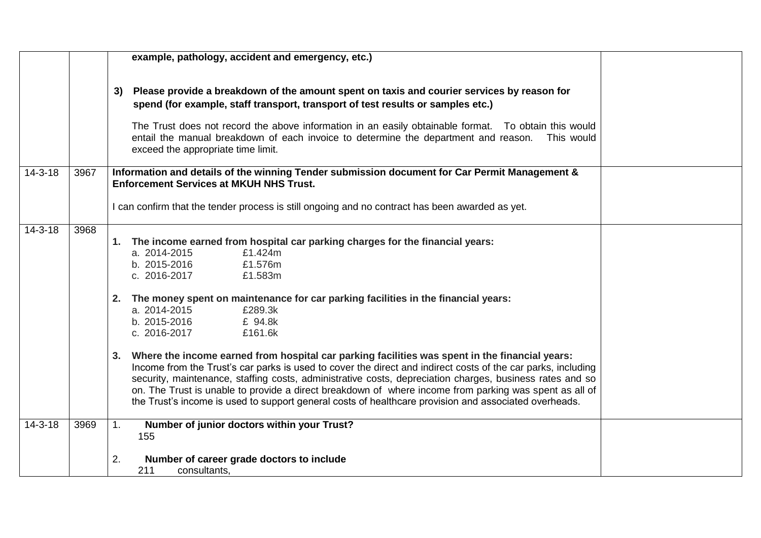| | | | |
|---|---|---|---|
| | | **example, pathology, accident and emergency, etc.)**<br><br>**3) Please provide a breakdown of the amount spent on taxis and courier services by reason for spend (for example, staff transport, transport of test results or samples etc.)**<br><br>The Trust does not record the above information in an easily obtainable format. To obtain this would entail the manual breakdown of each invoice to determine the department and reason. This would exceed the appropriate time limit. | |
| 14-3-18 | 3967 | **Information and details of the winning Tender submission document for Car Permit Management & Enforcement Services at MKUH NHS Trust.**<br><br>I can confirm that the tender process is still ongoing and no contract has been awarded as yet. | |
| 14-3-18 | 3968 | **1. The income earned from hospital car parking charges for the financial years:**<br>a. 2014-2015 £1.424m<br>b. 2015-2016 £1.576m<br>c. 2016-2017 £1.583m<br><br>**2. The money spent on maintenance for car parking facilities in the financial years:**<br>a. 2014-2015 £289.3k<br>b. 2015-2016 £ 94.8k<br>c. 2016-2017 £161.6k<br><br>**3. Where the income earned from hospital car parking facilities was spent in the financial years:**<br>Income from the Trust's car parks is used to cover the direct and indirect costs of the car parks, including security, maintenance, staffing costs, administrative costs, depreciation charges, business rates and so on. The Trust is unable to provide a direct breakdown of where income from parking was spent as all of the Trust's income is used to support general costs of healthcare provision and associated overheads. | |
| 14-3-18 | 3969 | 1. **Number of junior doctors within your Trust?**<br>155<br><br>2. **Number of career grade doctors to include**<br>211 consultants, | |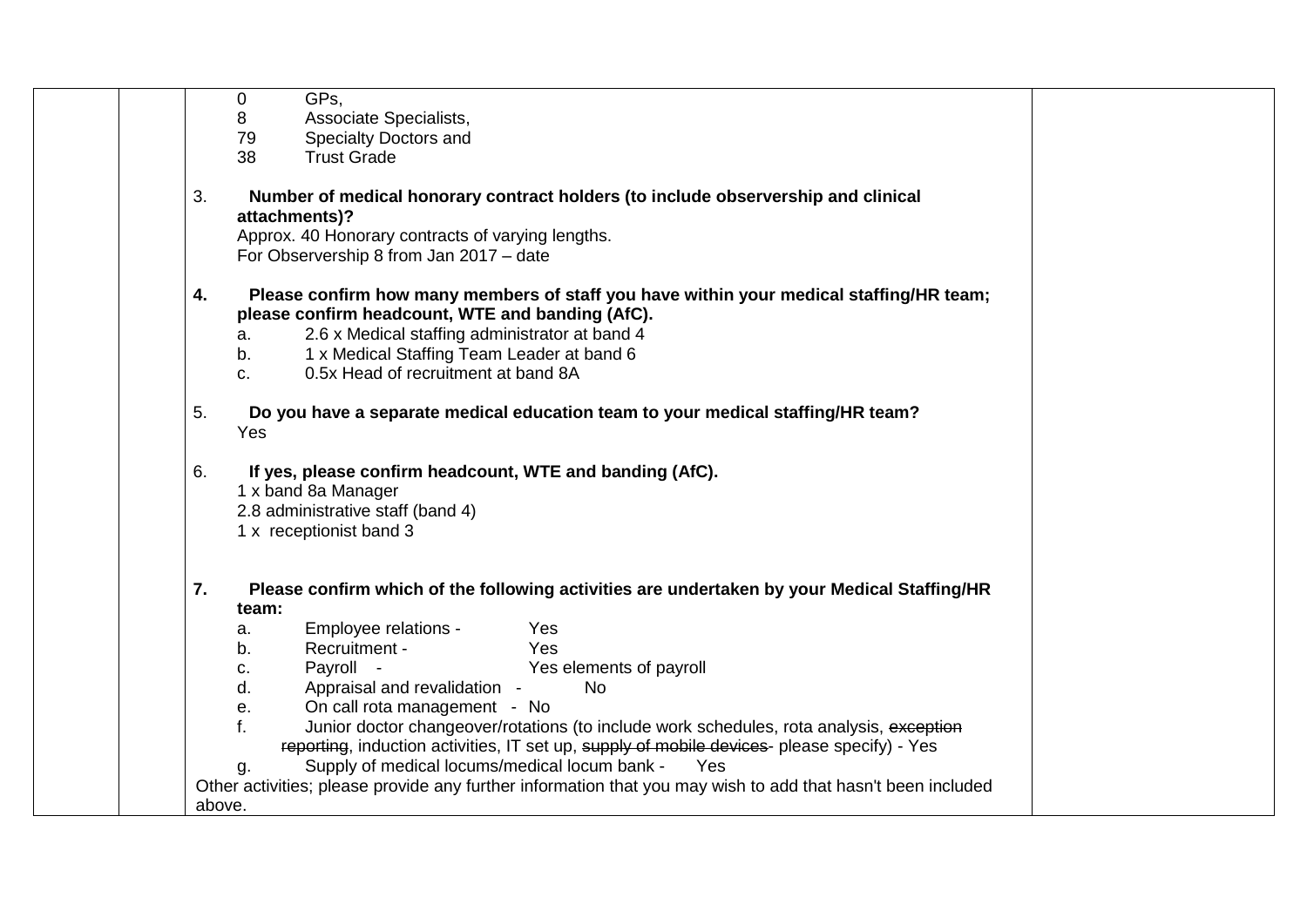0 GPs,
8 Associate Specialists,
79 Specialty Doctors and
38 Trust Grade

3. **Number of medical honorary contract holders (to include observership and clinical attachments)?**
   Approx. 40 Honorary contracts of varying lengths.
   For Observership 8 from Jan 2017 – date

4. **Please confirm how many members of staff you have within your medical staffing/HR team; please confirm headcount, WTE and banding (AfC).**
   a. 2.6 x Medical staffing administrator at band 4
   b. 1 x Medical Staffing Team Leader at band 6
   c. 0.5x Head of recruitment at band 8A

5. **Do you have a separate medical education team to your medical staffing/HR team?**
   Yes

6. **If yes, please confirm headcount, WTE and banding (AfC).**
   1 x band 8a Manager
   2.8 administrative staff (band 4)
   1 x receptionist band 3

7. **Please confirm which of the following activities are undertaken by your Medical Staffing/HR team:**
   a. Employee relations - Yes
   b. Recruitment - Yes
   c. Payroll - Yes elements of payroll
   d. Appraisal and revalidation - No
   e. On call rota management - No
   f. Junior doctor changeover/rotations (to include work schedules, rota analysis, ~~exception reporting~~, induction activities, IT set up, ~~supply of mobile devices~~ please specify) - Yes
   g. Supply of medical locums/medical locum bank - Yes

Other activities; please provide any further information that you may wish to add that hasn't been included above.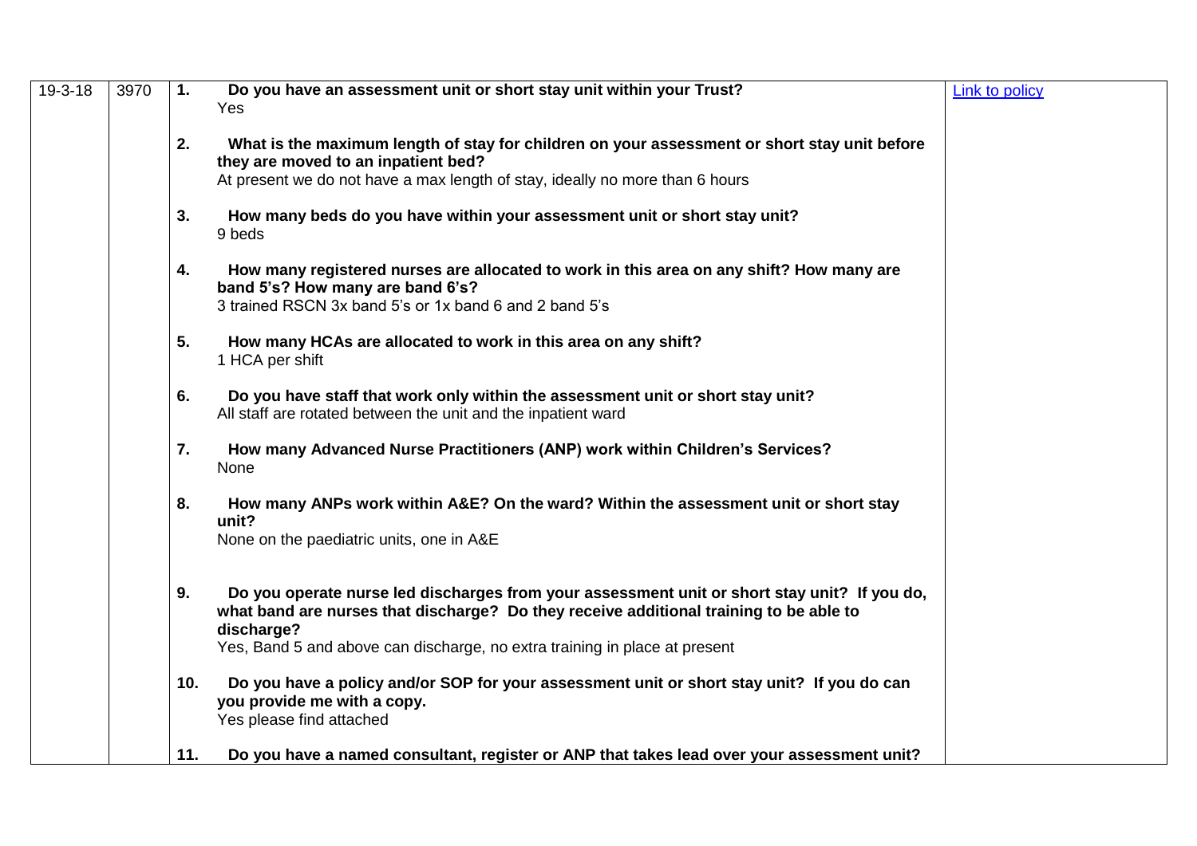| | | | |
|---|---|---|---|
| 19-3-18 | 3970 | **1. Do you have an assessment unit or short stay unit within your Trust?**<br>Yes<br><br>**2. What is the maximum length of stay for children on your assessment or short stay unit before they are moved to an inpatient bed?**<br>At present we do not have a max length of stay, ideally no more than 6 hours<br><br>**3. How many beds do you have within your assessment unit or short stay unit?**<br>9 beds<br><br>**4. How many registered nurses are allocated to work in this area on any shift? How many are band 5's? How many are band 6's?**<br>3 trained RSCN 3x band 5's or 1x band 6 and 2 band 5's<br><br>**5. How many HCAs are allocated to work in this area on any shift?**<br>1 HCA per shift<br><br>**6. Do you have staff that work only within the assessment unit or short stay unit?**<br>All staff are rotated between the unit and the inpatient ward<br><br>**7. How many Advanced Nurse Practitioners (ANP) work within Children's Services?**<br>None<br><br>**8. How many ANPs work within A&E? On the ward? Within the assessment unit or short stay unit?**<br>None on the paediatric units, one in A&E<br><br>**9. Do you operate nurse led discharges from your assessment unit or short stay unit? If you do, what band are nurses that discharge? Do they receive additional training to be able to discharge?**<br>Yes, Band 5 and above can discharge, no extra training in place at present<br><br>**10. Do you have a policy and/or SOP for your assessment unit or short stay unit? If you do can you provide me with a copy.**<br>Yes please find attached<br><br>**11. Do you have a named consultant, register or ANP that takes lead over your assessment unit?** | Link to policy |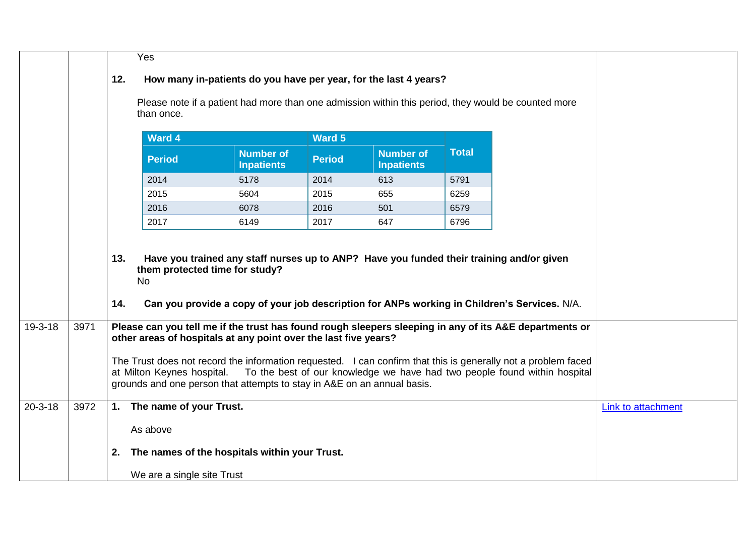| | | | |
|---|---|---|---|
| | | Yes<br><br>**12. How many in-patients do you have per year, for the last 4 years?**<br><br>Please note if a patient had more than one admission within this period, they would be counted more than once.<br><br>(see table below)<br><br>**13. Have you trained any staff nurses up to ANP? Have you funded their training and/or given them protected time for study?**<br>No<br><br>**14. Can you provide a copy of your job description for ANPs working in Children's Services.** N/A. | |
| 19-3-18 | 3971 | **Please can you tell me if the trust has found rough sleepers sleeping in any of its A&E departments or other areas of hospitals at any point over the last five years?**<br><br>The Trust does not record the information requested. I can confirm that this is generally not a problem faced at Milton Keynes hospital. To the best of our knowledge we have had two people found within hospital grounds and one person that attempts to stay in A&E on an annual basis. | |
| 20-3-18 | 3972 | **1. The name of your Trust.**<br><br>As above<br><br>**2. The names of the hospitals within your Trust.**<br><br>We are a single site Trust | Link to attachment |

| Ward 4 | | Ward 5 | | Total |
|---|---|---|---|---|
| **Period** | **Number of Inpatients** | **Period** | **Number of Inpatients** | |
| 2014 | 5178 | 2014 | 613 | 5791 |
| 2015 | 5604 | 2015 | 655 | 6259 |
| 2016 | 6078 | 2016 | 501 | 6579 |
| 2017 | 6149 | 2017 | 647 | 6796 |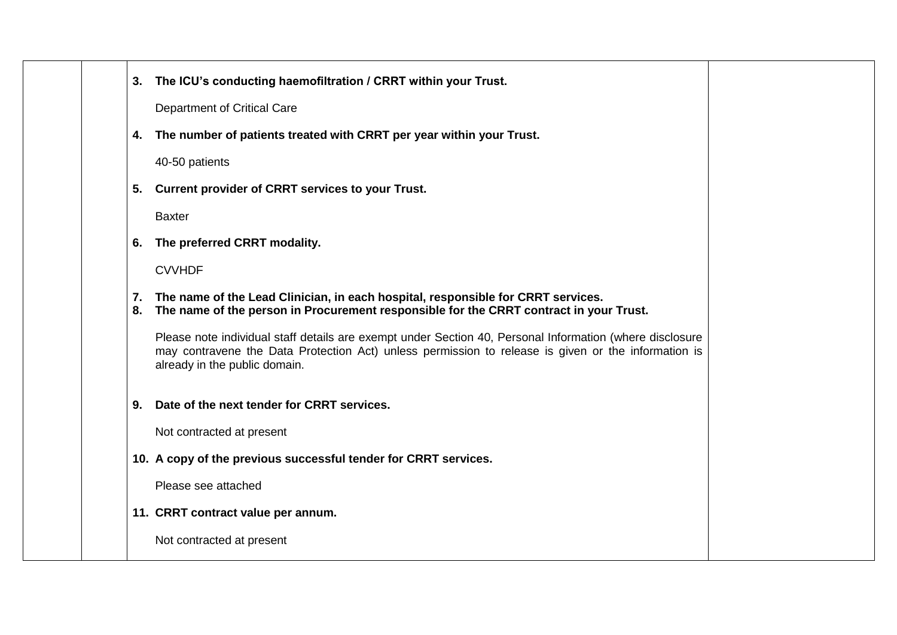| | | | |
|---|---|---|---|
| | | **3. The ICU's conducting haemofiltration / CRRT within your Trust.**<br><br>Department of Critical Care<br><br>**4. The number of patients treated with CRRT per year within your Trust.**<br><br>40-50 patients<br><br>**5. Current provider of CRRT services to your Trust.**<br><br>Baxter<br><br>**6. The preferred CRRT modality.**<br><br>CVVHDF<br><br>**7. The name of the Lead Clinician, in each hospital, responsible for CRRT services.**<br>**8. The name of the person in Procurement responsible for the CRRT contract in your Trust.**<br><br>Please note individual staff details are exempt under Section 40, Personal Information (where disclosure may contravene the Data Protection Act) unless permission to release is given or the information is already in the public domain.<br><br>**9. Date of the next tender for CRRT services.**<br><br>Not contracted at present<br><br>**10. A copy of the previous successful tender for CRRT services.**<br><br>Please see attached<br><br>**11. CRRT contract value per annum.**<br><br>Not contracted at present | |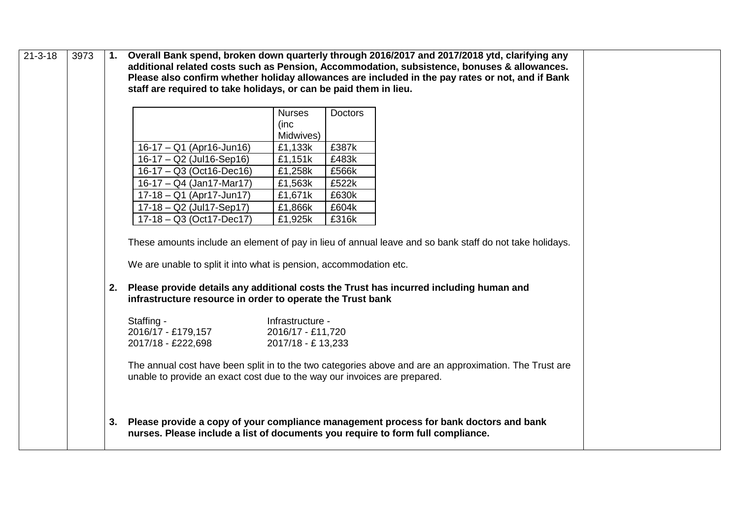| 21-3-18 | 3973 | | |
|---|---|---|---|

**21-3-18** | **3973**

1. **Overall Bank spend, broken down quarterly through 2016/2017 and 2017/2018 ytd, clarifying any additional related costs such as Pension, Accommodation, subsistence, bonuses & allowances. Please also confirm whether holiday allowances are included in the pay rates or not, and if Bank staff are required to take holidays, or can be paid them in lieu.**

| | Nurses (inc Midwives) | Doctors |
|---|---|---|
| 16-17 – Q1 (Apr16-Jun16) | £1,133k | £387k |
| 16-17 – Q2 (Jul16-Sep16) | £1,151k | £483k |
| 16-17 – Q3 (Oct16-Dec16) | £1,258k | £566k |
| 16-17 – Q4 (Jan17-Mar17) | £1,563k | £522k |
| 17-18 – Q1 (Apr17-Jun17) | £1,671k | £630k |
| 17-18 – Q2 (Jul17-Sep17) | £1,866k | £604k |
| 17-18 – Q3 (Oct17-Dec17) | £1,925k | £316k |

These amounts include an element of pay in lieu of annual leave and so bank staff do not take holidays.

We are unable to split it into what is pension, accommodation etc.

2. **Please provide details any additional costs the Trust has incurred including human and infrastructure resource in order to operate the Trust bank**

Staffing -
2016/17 - £179,157
2017/18 - £222,698

Infrastructure -
2016/17 - £11,720
2017/18 - £ 13,233

The annual cost have been split in to the two categories above and are an approximation. The Trust are unable to provide an exact cost due to the way our invoices are prepared.

3. **Please provide a copy of your compliance management process for bank doctors and bank nurses. Please include a list of documents you require to form full compliance.**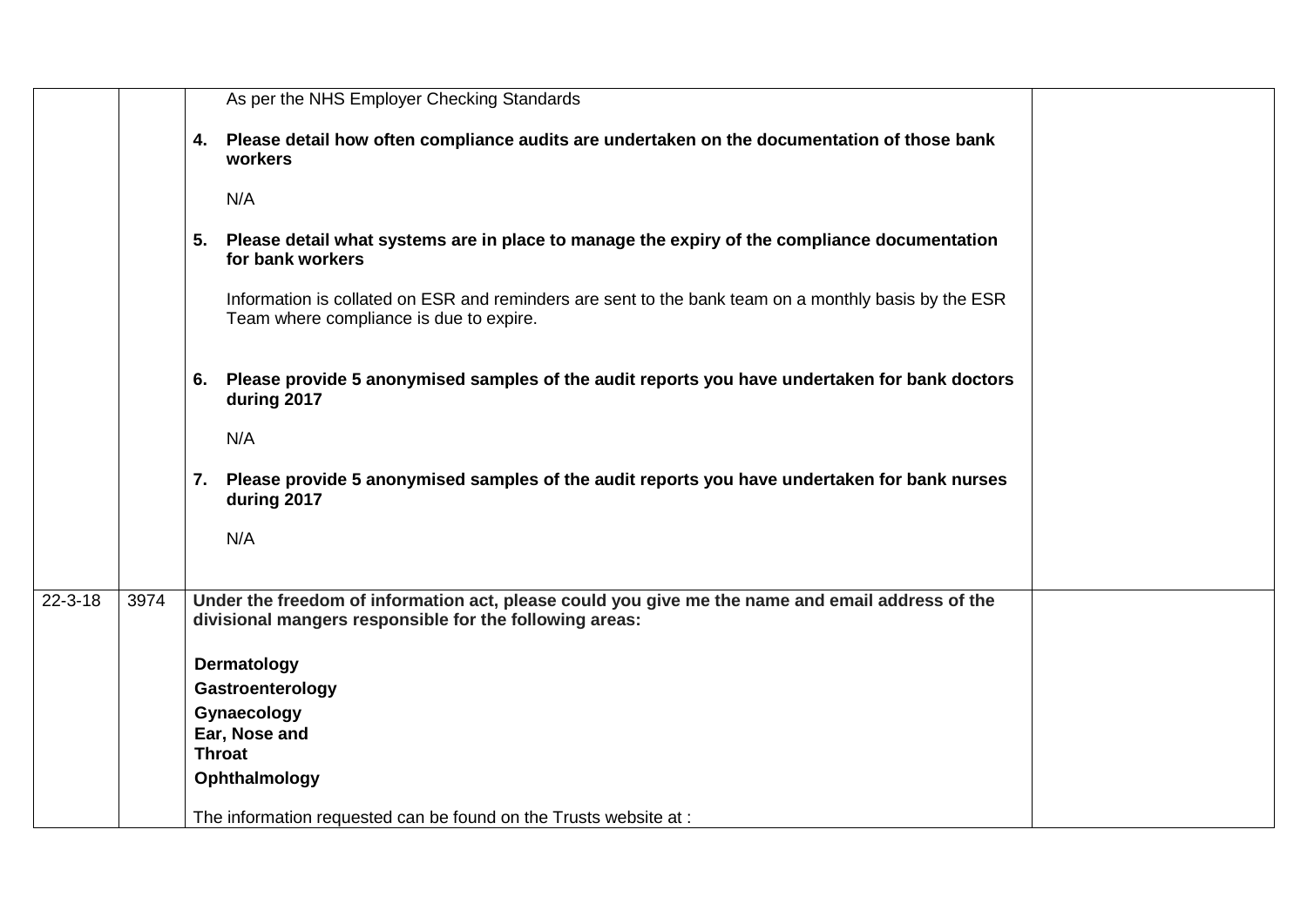| | | | |
|---|---|---|---|
| | | As per the NHS Employer Checking Standards<br><br>**4. Please detail how often compliance audits are undertaken on the documentation of those bank workers**<br><br>N/A<br><br>**5. Please detail what systems are in place to manage the expiry of the compliance documentation for bank workers**<br><br>Information is collated on ESR and reminders are sent to the bank team on a monthly basis by the ESR Team where compliance is due to expire.<br><br>**6. Please provide 5 anonymised samples of the audit reports you have undertaken for bank doctors during 2017**<br><br>N/A<br><br>**7. Please provide 5 anonymised samples of the audit reports you have undertaken for bank nurses during 2017**<br><br>N/A | |
| 22-3-18 | 3974 | **Under the freedom of information act, please could you give me the name and email address of the divisional mangers responsible for the following areas:**<br><br>**Dermatology**<br>**Gastroenterology**<br>**Gynaecology**<br>**Ear, Nose and Throat**<br>**Ophthalmology**<br><br>The information requested can be found on the Trusts website at : | |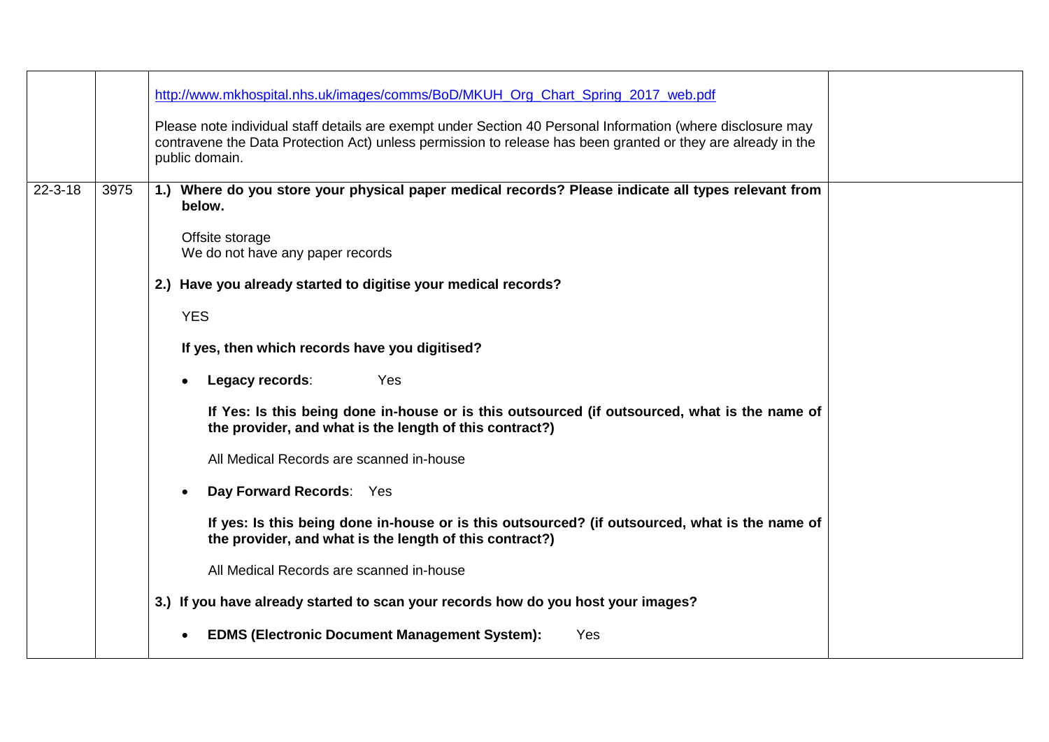| | | | |
|---|---|---|---|
| | | http://www.mkhospital.nhs.uk/images/comms/BoD/MKUH_Org_Chart_Spring_2017_web.pdf<br><br>Please note individual staff details are exempt under Section 40 Personal Information (where disclosure may contravene the Data Protection Act) unless permission to release has been granted or they are already in the public domain. | |
| 22-3-18 | 3975 | **1.) Where do you store your physical paper medical records? Please indicate all types relevant from below.**<br><br>Offsite storage<br>We do not have any paper records<br><br>**2.) Have you already started to digitise your medical records?**<br><br>YES<br><br>**If yes, then which records have you digitised?**<br><br>• **Legacy records**: Yes<br><br>**If Yes: Is this being done in-house or is this outsourced (if outsourced, what is the name of the provider, and what is the length of this contract?)**<br><br>All Medical Records are scanned in-house<br><br>• **Day Forward Records**: Yes<br><br>**If yes: Is this being done in-house or is this outsourced? (if outsourced, what is the name of the provider, and what is the length of this contract?)**<br><br>All Medical Records are scanned in-house<br><br>**3.) If you have already started to scan your records how do you host your images?**<br><br>• **EDMS (Electronic Document Management System):** Yes | |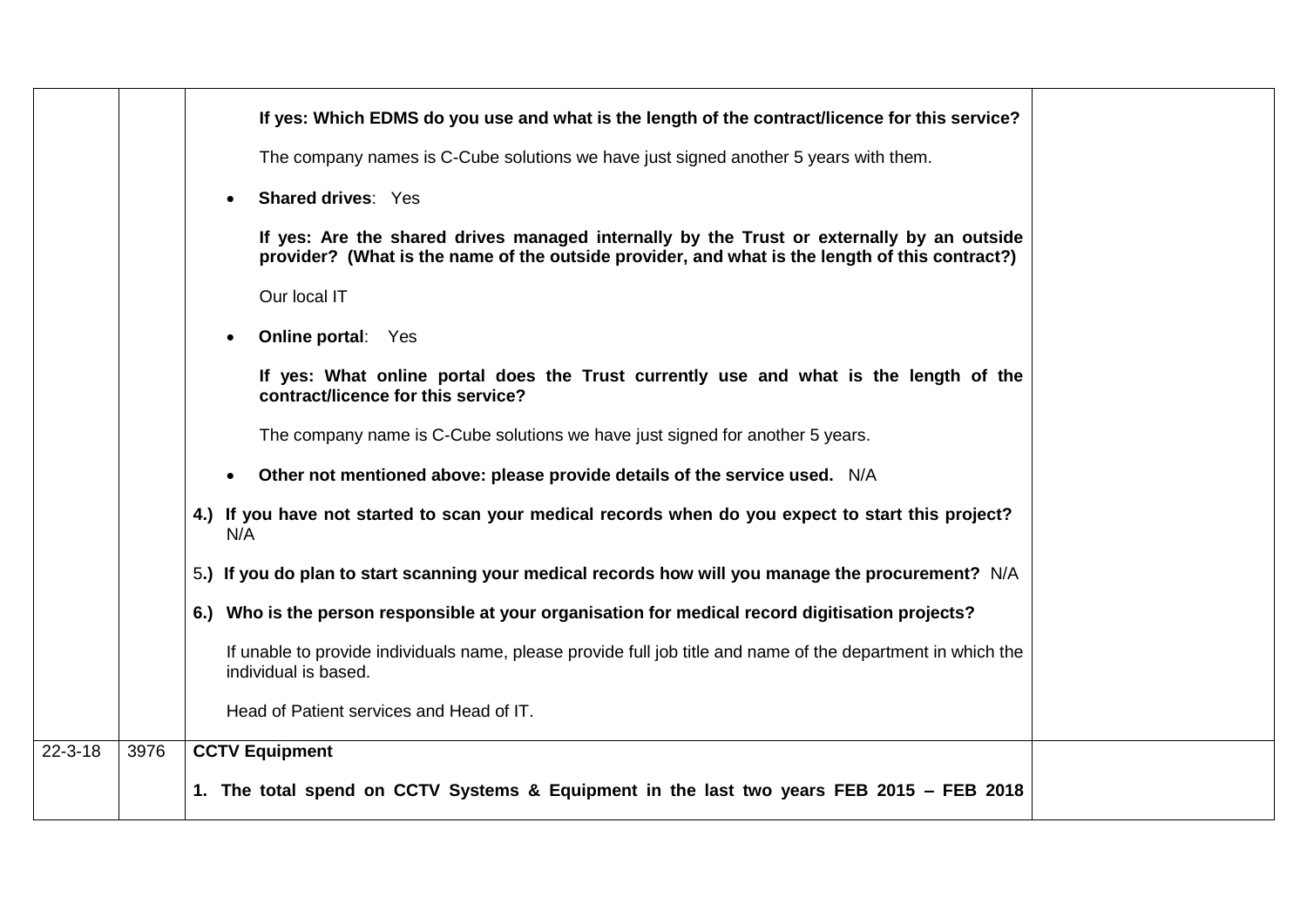| | | | |
|---|---|---|---|
| | | **If yes: Which EDMS do you use and what is the length of the contract/licence for this service?**<br><br>The company names is C-Cube solutions we have just signed another 5 years with them.<br><br>• **Shared drives**: Yes<br><br>**If yes: Are the shared drives managed internally by the Trust or externally by an outside provider? (What is the name of the outside provider, and what is the length of this contract?)**<br><br>Our local IT<br><br>• **Online portal**: Yes<br><br>**If yes: What online portal does the Trust currently use and what is the length of the contract/licence for this service?**<br><br>The company name is C-Cube solutions we have just signed for another 5 years.<br><br>• **Other not mentioned above: please provide details of the service used.** N/A<br><br>**4.) If you have not started to scan your medical records when do you expect to start this project?** N/A<br><br>5**.) If you do plan to start scanning your medical records how will you manage the procurement?** N/A<br><br>**6.) Who is the person responsible at your organisation for medical record digitisation projects?**<br><br>If unable to provide individuals name, please provide full job title and name of the department in which the individual is based.<br><br>Head of Patient services and Head of IT. | |
| 22-3-18 | 3976 | **CCTV Equipment**<br><br>**1. The total spend on CCTV Systems & Equipment in the last two years FEB 2015 – FEB 2018** | |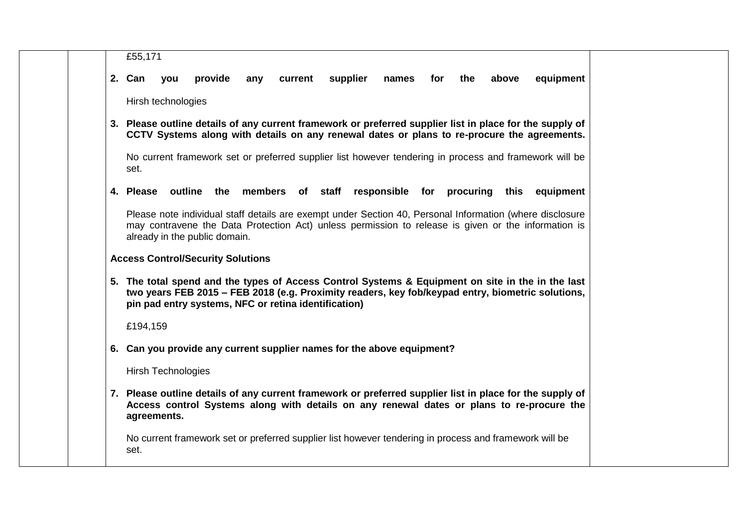| | | | |
|---|---|---|---|
| | | £55,171<br><br>**2. Can you provide any current supplier names for the above equipment**<br><br>Hirsh technologies<br><br>**3. Please outline details of any current framework or preferred supplier list in place for the supply of CCTV Systems along with details on any renewal dates or plans to re-procure the agreements.**<br><br>No current framework set or preferred supplier list however tendering in process and framework will be set.<br><br>**4. Please outline the members of staff responsible for procuring this equipment**<br><br>Please note individual staff details are exempt under Section 40, Personal Information (where disclosure may contravene the Data Protection Act) unless permission to release is given or the information is already in the public domain.<br><br>**Access Control/Security Solutions**<br><br>**5. The total spend and the types of Access Control Systems & Equipment on site in the in the last two years FEB 2015 – FEB 2018 (e.g. Proximity readers, key fob/keypad entry, biometric solutions, pin pad entry systems, NFC or retina identification)**<br><br>£194,159<br><br>**6. Can you provide any current supplier names for the above equipment?**<br><br>Hirsh Technologies<br><br>**7. Please outline details of any current framework or preferred supplier list in place for the supply of Access control Systems along with details on any renewal dates or plans to re-procure the agreements.**<br><br>No current framework set or preferred supplier list however tendering in process and framework will be set. | |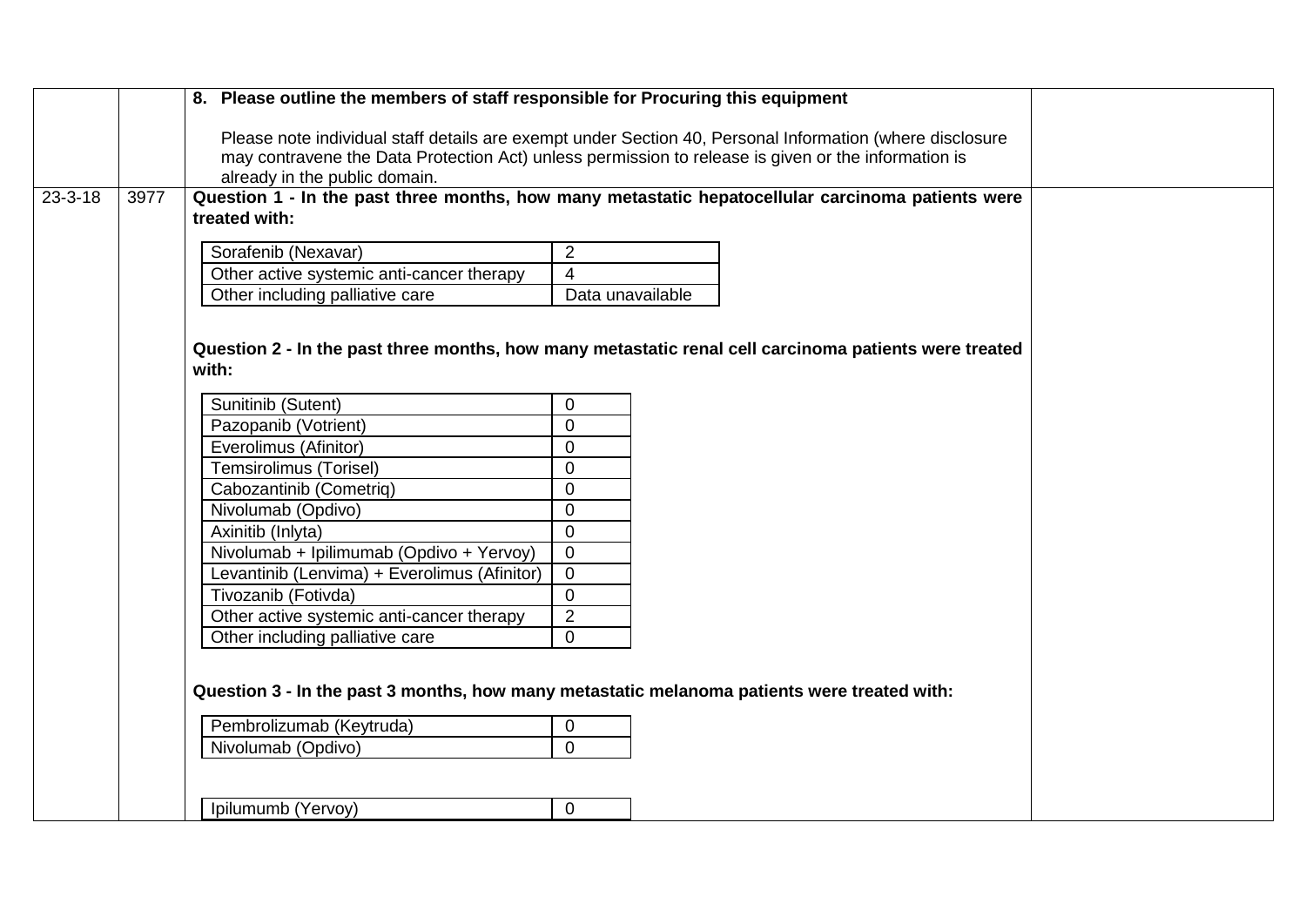**8. Please outline the members of staff responsible for Procuring this equipment**

Please note individual staff details are exempt under Section 40, Personal Information (where disclosure may contravene the Data Protection Act) unless permission to release is given or the information is already in the public domain.

23-3-18 | 3977

**Question 1 - In the past three months, how many metastatic hepatocellular carcinoma patients were treated with:**

| | |
|---|---|
| Sorafenib (Nexavar) | 2 |
| Other active systemic anti-cancer therapy | 4 |
| Other including palliative care | Data unavailable |

**Question 2 - In the past three months, how many metastatic renal cell carcinoma patients were treated with:**

| | |
|---|---|
| Sunitinib (Sutent) | 0 |
| Pazopanib (Votrient) | 0 |
| Everolimus (Afinitor) | 0 |
| Temsirolimus (Torisel) | 0 |
| Cabozantinib (Cometriq) | 0 |
| Nivolumab (Opdivo) | 0 |
| Axinitib (Inlyta) | 0 |
| Nivolumab + Ipilimumab (Opdivo + Yervoy) | 0 |
| Levantinib (Lenvima) + Everolimus (Afinitor) | 0 |
| Tivozanib (Fotivda) | 0 |
| Other active systemic anti-cancer therapy | 2 |
| Other including palliative care | 0 |

**Question 3 - In the past 3 months, how many metastatic melanoma patients were treated with:**

| | |
|---|---|
| Pembrolizumab (Keytruda) | 0 |
| Nivolumab (Opdivo) | 0 |
| Ipilumumb (Yervoy) | 0 |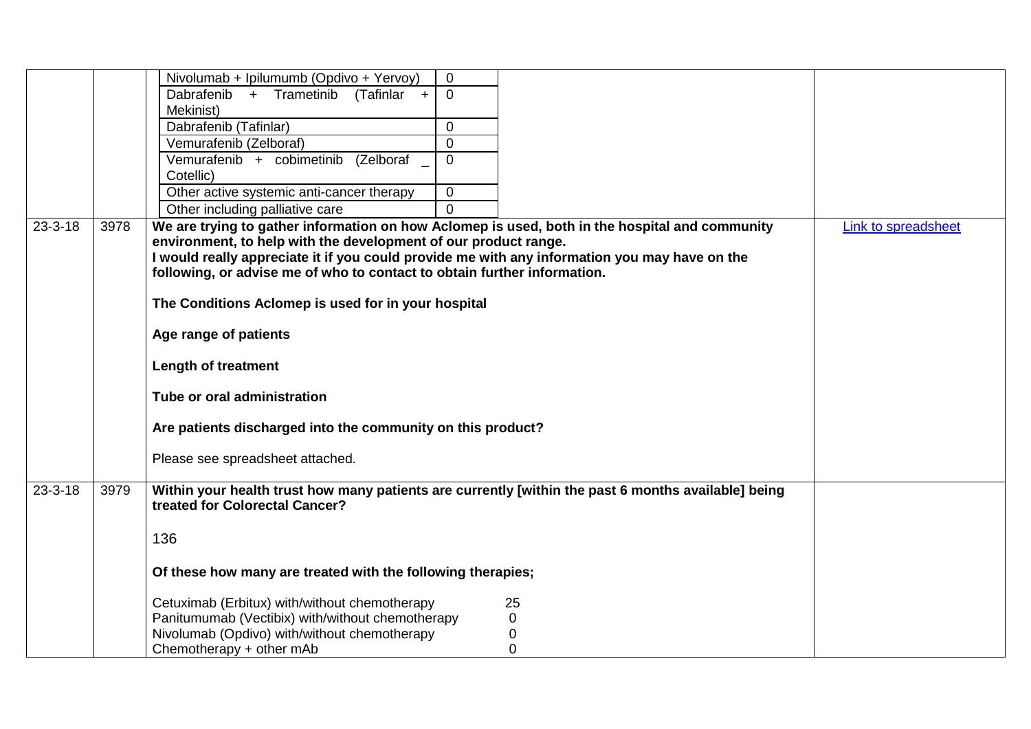| | | | |
|---|---|---|---|
| | | Nivolumab + Ipilumumb (Opdivo + Yervoy) — 0<br>Dabrafenib + Trametinib (Tafinlar + Mekinist) — 0<br>Dabrafenib (Tafinlar) — 0<br>Vemurafenib (Zelboraf) — 0<br>Vemurafenib + cobimetinib (Zelboraf _ Cotellic) — 0<br>Other active systemic anti-cancer therapy — 0<br>Other including palliative care — 0 | |
| 23-3-18 | 3978 | **We are trying to gather information on how Aclomep is used, both in the hospital and community environment, to help with the development of our product range.**<br>**I would really appreciate it if you could provide me with any information you may have on the following, or advise me of who to contact to obtain further information.**<br><br>**The Conditions Aclomep is used for in your hospital**<br><br>**Age range of patients**<br><br>**Length of treatment**<br><br>**Tube or oral administration**<br><br>**Are patients discharged into the community on this product?**<br><br>Please see spreadsheet attached. | Link to spreadsheet |
| 23-3-18 | 3979 | **Within your health trust how many patients are currently [within the past 6 months available] being treated for Colorectal Cancer?**<br><br>136<br><br>**Of these how many are treated with the following therapies;**<br><br>Cetuximab (Erbitux) with/without chemotherapy — 25<br>Panitumumab (Vectibix) with/without chemotherapy — 0<br>Nivolumab (Opdivo) with/without chemotherapy — 0<br>Chemotherapy + other mAb — 0 | |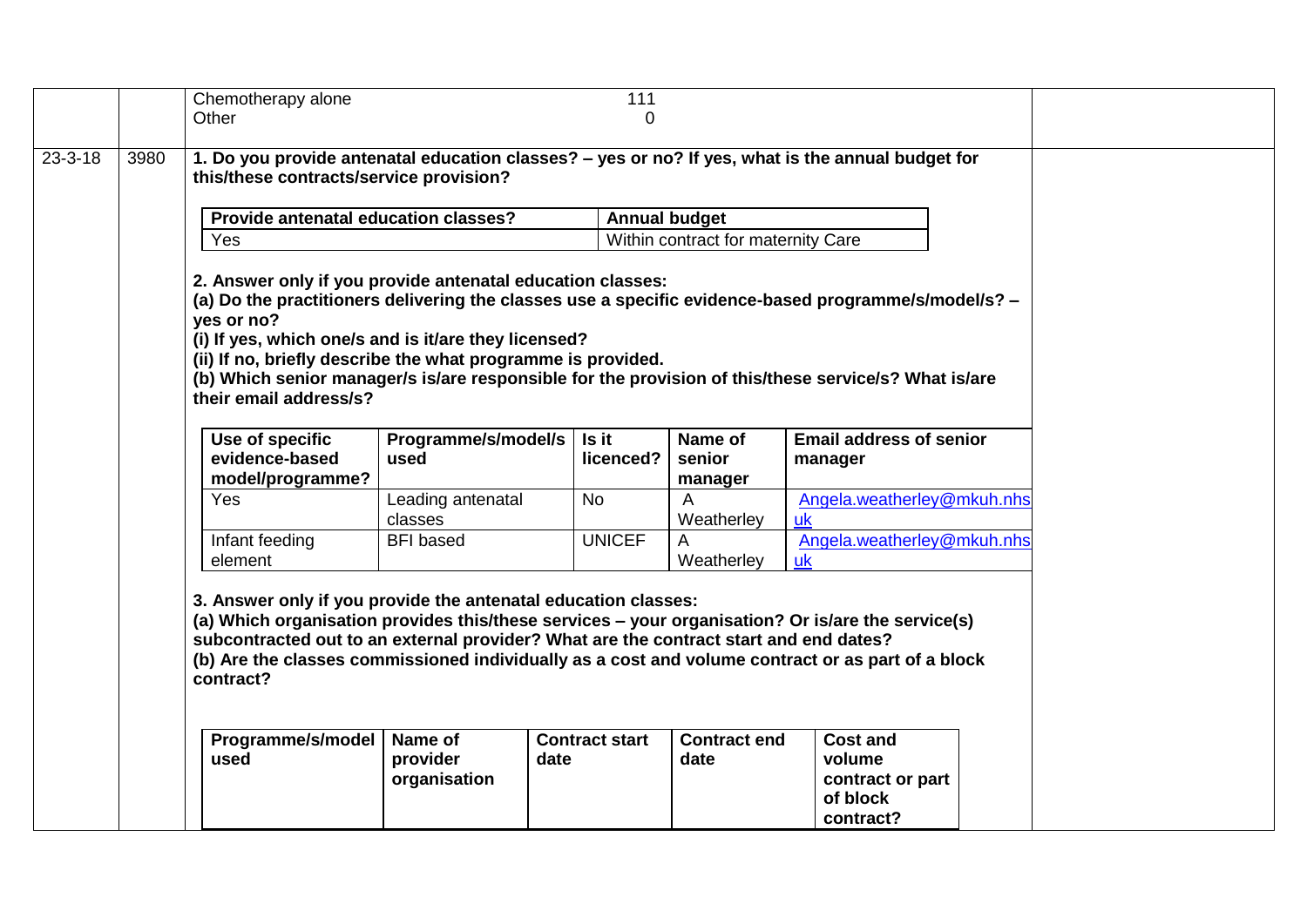| | | | |
|---|---|---|---|
| | | Chemotherapy alone 111<br>Other 0 | |
| 23-3-18 | 3980 | **1. Do you provide antenatal education classes? – yes or no? If yes, what is the annual budget for this/these contracts/service provision?** | |

| Provide antenatal education classes? | Annual budget |
|---|---|
| Yes | Within contract for maternity Care |

**2. Answer only if you provide antenatal education classes:**
**(a) Do the practitioners delivering the classes use a specific evidence-based programme/s/model/s? – yes or no?**
**(i) If yes, which one/s and is it/are they licensed?**
**(ii) If no, briefly describe the what programme is provided.**
**(b) Which senior manager/s is/are responsible for the provision of this/these service/s? What is/are their email address/s?**

| Use of specific evidence-based model/programme? | Programme/s/model/s used | Is it licenced? | Name of senior manager | Email address of senior manager |
|---|---|---|---|---|
| Yes | Leading antenatal classes | No | A Weatherley | Angela.weatherley@mkuh.nhs.uk |
| Infant feeding element | BFI based | UNICEF | A Weatherley | Angela.weatherley@mkuh.nhs.uk |

**3. Answer only if you provide the antenatal education classes:**
**(a) Which organisation provides this/these services – your organisation? Or is/are the service(s) subcontracted out to an external provider? What are the contract start and end dates?**
**(b) Are the classes commissioned individually as a cost and volume contract or as part of a block contract?**

| Programme/s/model used | Name of provider organisation | Contract start date | Contract end date | Cost and volume contract or part of block contract? |
|---|---|---|---|---|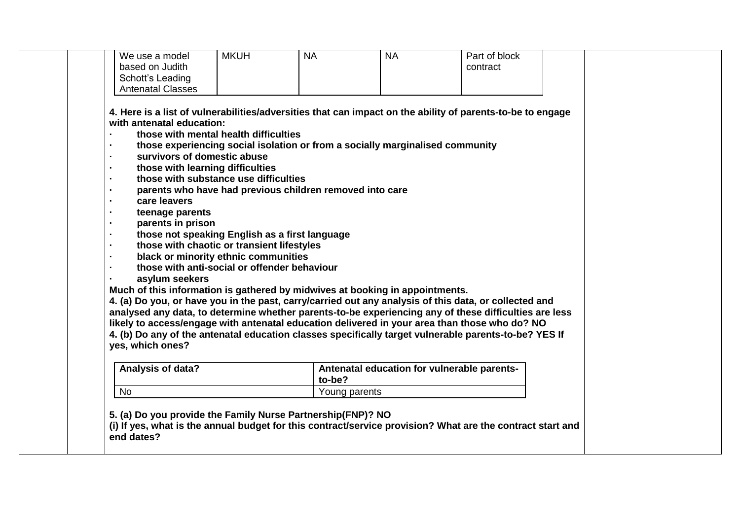| We use a model based on Judith Schott's Leading Antenatal Classes | MKUH | NA | NA | Part of block contract |
|---|---|---|---|---|

**4. Here is a list of vulnerabilities/adversities that can impact on the ability of parents-to-be to engage with antenatal education:**

- **those with mental health difficulties**
- **those experiencing social isolation or from a socially marginalised community**
- **survivors of domestic abuse**
- **those with learning difficulties**
- **those with substance use difficulties**
- **parents who have had previous children removed into care**
- **care leavers**
- **teenage parents**
- **parents in prison**
- **those not speaking English as a first language**
- **those with chaotic or transient lifestyles**
- **black or minority ethnic communities**
- **those with anti-social or offender behaviour**
- **asylum seekers**

**Much of this information is gathered by midwives at booking in appointments.**

**4. (a) Do you, or have you in the past, carry/carried out any analysis of this data, or collected and analysed any data, to determine whether parents-to-be experiencing any of these difficulties are less likely to access/engage with antenatal education delivered in your area than those who do? NO**

**4. (b) Do any of the antenatal education classes specifically target vulnerable parents-to-be? YES If yes, which ones?**

| Analysis of data? | Antenatal education for vulnerable parents-to-be? |
|---|---|
| No | Young parents |

**5. (a) Do you provide the Family Nurse Partnership(FNP)? NO**

**(i) If yes, what is the annual budget for this contract/service provision? What are the contract start and end dates?**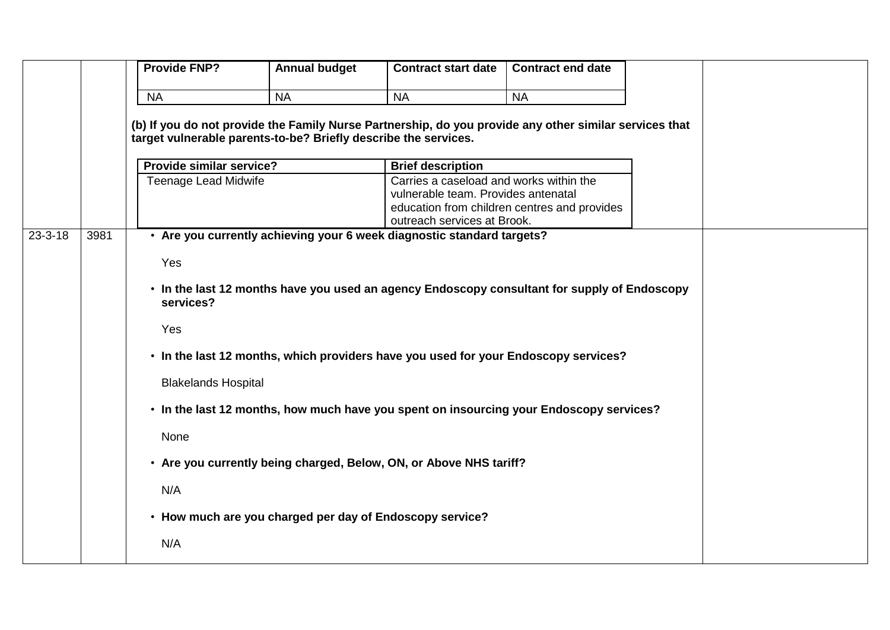| | | | |
|---|---|---|---|
| | | | |

| Provide FNP? | Annual budget | Contract start date | Contract end date |
|---|---|---|---|
| NA | NA | NA | NA |

**(b) If you do not provide the Family Nurse Partnership, do you provide any other similar services that target vulnerable parents-to-be? Briefly describe the services.**

| Provide similar service? | Brief description |
|---|---|
| Teenage Lead Midwife | Carries a caseload and works within the vulnerable team. Provides antenatal education from children centres and provides outreach services at Brook. |

23-3-18 | 3981

- **Are you currently achieving your 6 week diagnostic standard targets?**

  Yes

- **In the last 12 months have you used an agency Endoscopy consultant for supply of Endoscopy services?**

  Yes

- **In the last 12 months, which providers have you used for your Endoscopy services?**

  Blakelands Hospital

- **In the last 12 months, how much have you spent on insourcing your Endoscopy services?**

  None

- **Are you currently being charged, Below, ON, or Above NHS tariff?**

  N/A

- **How much are you charged per day of Endoscopy service?**

  N/A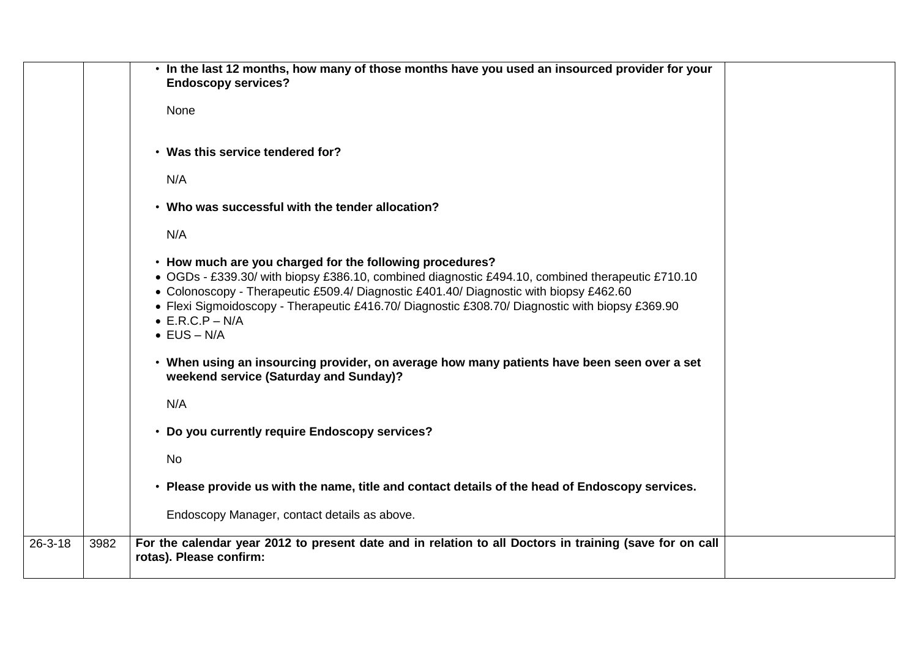| | | | |
|---|---|---|---|
| | | • **In the last 12 months, how many of those months have you used an insourced provider for your Endoscopy services?**<br><br>None<br><br>• **Was this service tendered for?**<br><br>N/A<br><br>• **Who was successful with the tender allocation?**<br><br>N/A<br><br>• **How much are you charged for the following procedures?**<br>• OGDs - £339.30/ with biopsy £386.10, combined diagnostic £494.10, combined therapeutic £710.10<br>• Colonoscopy - Therapeutic £509.4/ Diagnostic £401.40/ Diagnostic with biopsy £462.60<br>• Flexi Sigmoidoscopy - Therapeutic £416.70/ Diagnostic £308.70/ Diagnostic with biopsy £369.90<br>• E.R.C.P – N/A<br>• EUS – N/A<br><br>• **When using an insourcing provider, on average how many patients have been seen over a set weekend service (Saturday and Sunday)?**<br><br>N/A<br><br>• **Do you currently require Endoscopy services?**<br><br>No<br><br>• **Please provide us with the name, title and contact details of the head of Endoscopy services.**<br><br>Endoscopy Manager, contact details as above. | |
| 26-3-18 | 3982 | **For the calendar year 2012 to present date and in relation to all Doctors in training (save for on call rotas). Please confirm:** | |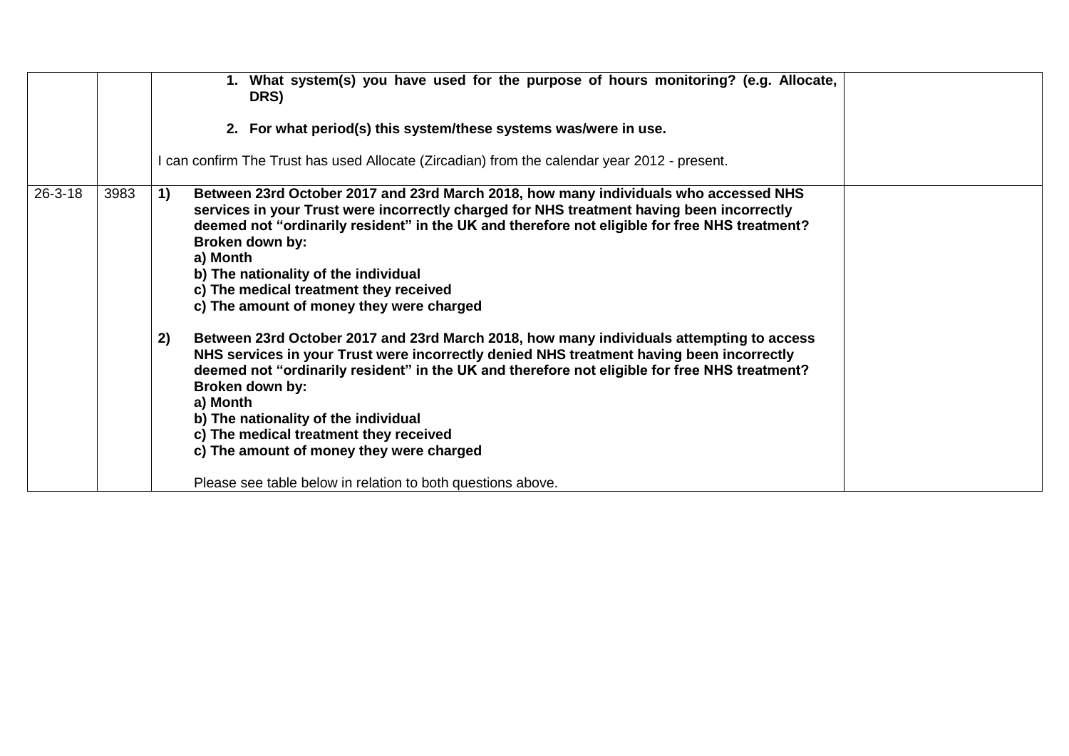| | | | |
|---|---|---|---|
| | | **1. What system(s) you have used for the purpose of hours monitoring? (e.g. Allocate, DRS)**<br><br>**2. For what period(s) this system/these systems was/were in use.**<br><br>I can confirm The Trust has used Allocate (Zircadian) from the calendar year 2012 - present. | |
| 26-3-18 | 3983 | **1) Between 23rd October 2017 and 23rd March 2018, how many individuals who accessed NHS services in your Trust were incorrectly charged for NHS treatment having been incorrectly deemed not "ordinarily resident" in the UK and therefore not eligible for free NHS treatment? Broken down by:**<br>**a) Month**<br>**b) The nationality of the individual**<br>**c) The medical treatment they received**<br>**c) The amount of money they were charged**<br><br>**2) Between 23rd October 2017 and 23rd March 2018, how many individuals attempting to access NHS services in your Trust were incorrectly denied NHS treatment having been incorrectly deemed not "ordinarily resident" in the UK and therefore not eligible for free NHS treatment? Broken down by:**<br>**a) Month**<br>**b) The nationality of the individual**<br>**c) The medical treatment they received**<br>**c) The amount of money they were charged**<br><br>Please see table below in relation to both questions above. | |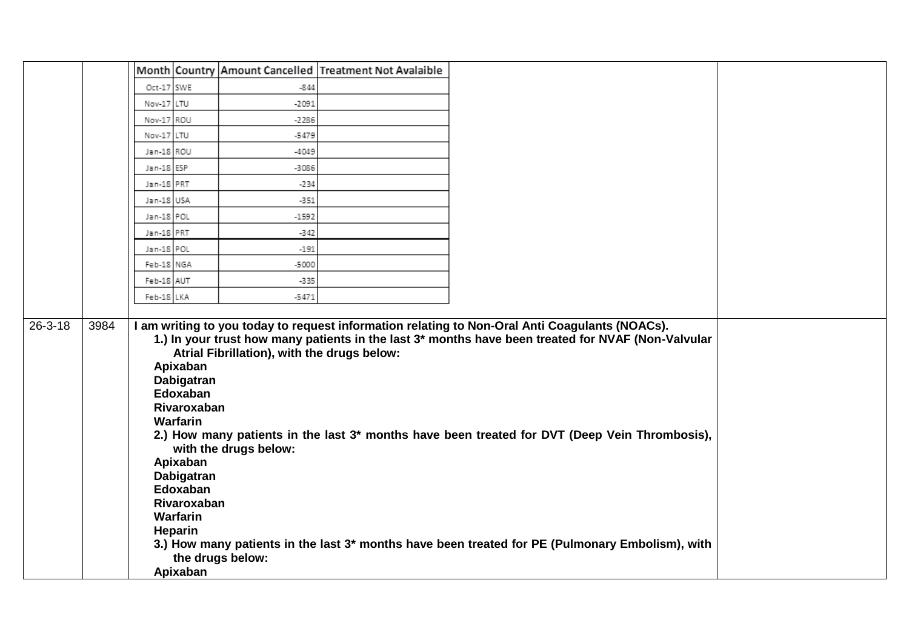|  |  |  |  |
|---|---|---|---|
|  |  | <table><tr><th>Month</th><th>Country</th><th>Amount Cancelled</th><th>Treatment Not Avalaible</th></tr><tr><td>Oct-17</td><td>SWE</td><td>-844</td><td></td></tr><tr><td>Nov-17</td><td>LTU</td><td>-2091</td><td></td></tr><tr><td>Nov-17</td><td>ROU</td><td>-2286</td><td></td></tr><tr><td>Nov-17</td><td>LTU</td><td>-5479</td><td></td></tr><tr><td>Jan-18</td><td>ROU</td><td>-4049</td><td></td></tr><tr><td>Jan-18</td><td>ESP</td><td>-3086</td><td></td></tr><tr><td>Jan-18</td><td>PRT</td><td>-234</td><td></td></tr><tr><td>Jan-18</td><td>USA</td><td>-351</td><td></td></tr><tr><td>Jan-18</td><td>POL</td><td>-1592</td><td></td></tr><tr><td>Jan-18</td><td>PRT</td><td>-342</td><td></td></tr><tr><td>Jan-18</td><td>POL</td><td>-191</td><td></td></tr><tr><td>Feb-18</td><td>NGA</td><td>-5000</td><td></td></tr><tr><td>Feb-18</td><td>AUT</td><td>-335</td><td></td></tr><tr><td>Feb-18</td><td>LKA</td><td>-5471</td><td></td></tr></table> |  |
| 26-3-18 | 3984 | **I am writing to you today to request information relating to Non-Oral Anti Coagulants (NOACs).**<br>**1.) In your trust how many patients in the last 3* months have been treated for NVAF (Non-Valvular Atrial Fibrillation), with the drugs below:**<br>**Apixaban**<br>**Dabigatran**<br>**Edoxaban**<br>**Rivaroxaban**<br>**Warfarin**<br>**2.) How many patients in the last 3* months have been treated for DVT (Deep Vein Thrombosis), with the drugs below:**<br>**Apixaban**<br>**Dabigatran**<br>**Edoxaban**<br>**Rivaroxaban**<br>**Warfarin**<br>**Heparin**<br>**3.) How many patients in the last 3* months have been treated for PE (Pulmonary Embolism), with the drugs below:**<br>**Apixaban** |  |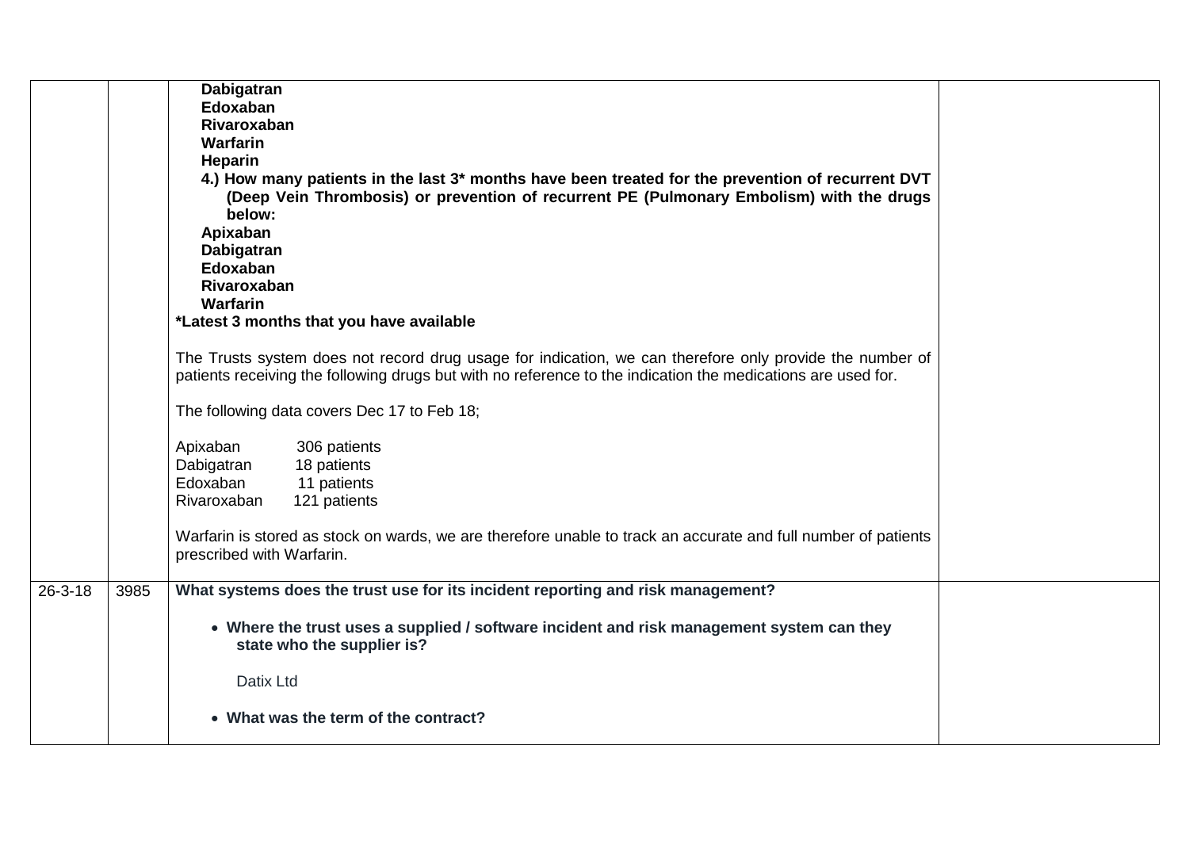| | | | |
|---|---|---|---|
| | | **Dabigatran**<br>**Edoxaban**<br>**Rivaroxaban**<br>**Warfarin**<br>**Heparin**<br>**4.) How many patients in the last 3* months have been treated for the prevention of recurrent DVT (Deep Vein Thrombosis) or prevention of recurrent PE (Pulmonary Embolism) with the drugs below:**<br>**Apixaban**<br>**Dabigatran**<br>**Edoxaban**<br>**Rivaroxaban**<br>**Warfarin**<br>***Latest 3 months that you have available**<br><br>The Trusts system does not record drug usage for indication, we can therefore only provide the number of patients receiving the following drugs but with no reference to the indication the medications are used for.<br><br>The following data covers Dec 17 to Feb 18;<br><br>Apixaban 306 patients<br>Dabigatran 18 patients<br>Edoxaban 11 patients<br>Rivaroxaban 121 patients<br><br>Warfarin is stored as stock on wards, we are therefore unable to track an accurate and full number of patients prescribed with Warfarin. | |
| 26-3-18 | 3985 | **What systems does the trust use for its incident reporting and risk management?**<br><br>• **Where the trust uses a supplied / software incident and risk management system can they state who the supplier is?**<br><br>Datix Ltd<br><br>• **What was the term of the contract?** | |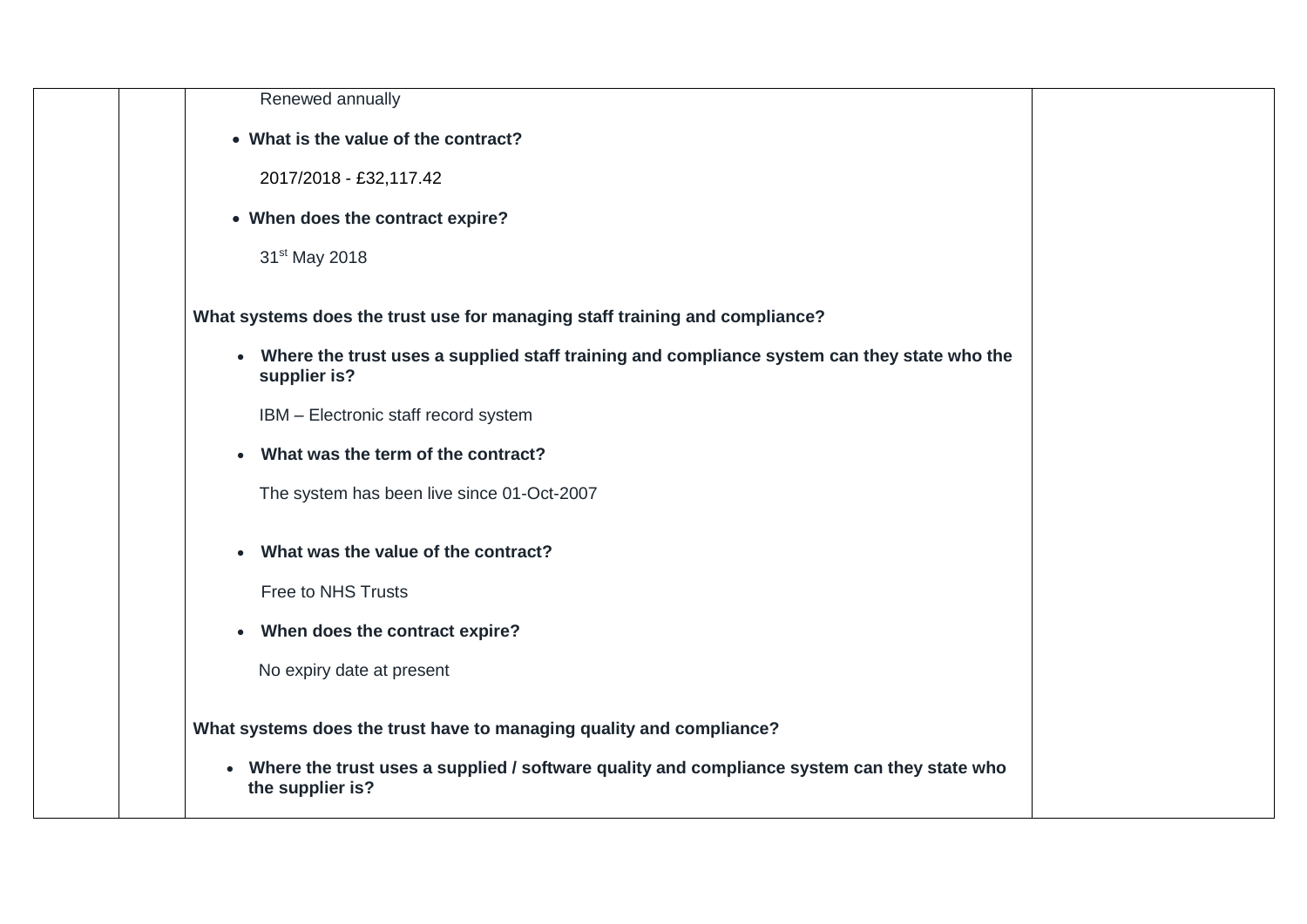| | | Renewed annually<br><br>• **What is the value of the contract?**<br><br>2017/2018 - £32,117.42<br><br>• **When does the contract expire?**<br><br>31st May 2018<br><br>**What systems does the trust use for managing staff training and compliance?**<br><br>• **Where the trust uses a supplied staff training and compliance system can they state who the supplier is?**<br><br>IBM – Electronic staff record system<br><br>• **What was the term of the contract?**<br><br>The system has been live since 01-Oct-2007<br><br>• **What was the value of the contract?**<br><br>Free to NHS Trusts<br><br>• **When does the contract expire?**<br><br>No expiry date at present<br><br>**What systems does the trust have to managing quality and compliance?**<br><br>• **Where the trust uses a supplied / software quality and compliance system can they state who the supplier is?** | |
|---|---|---|---|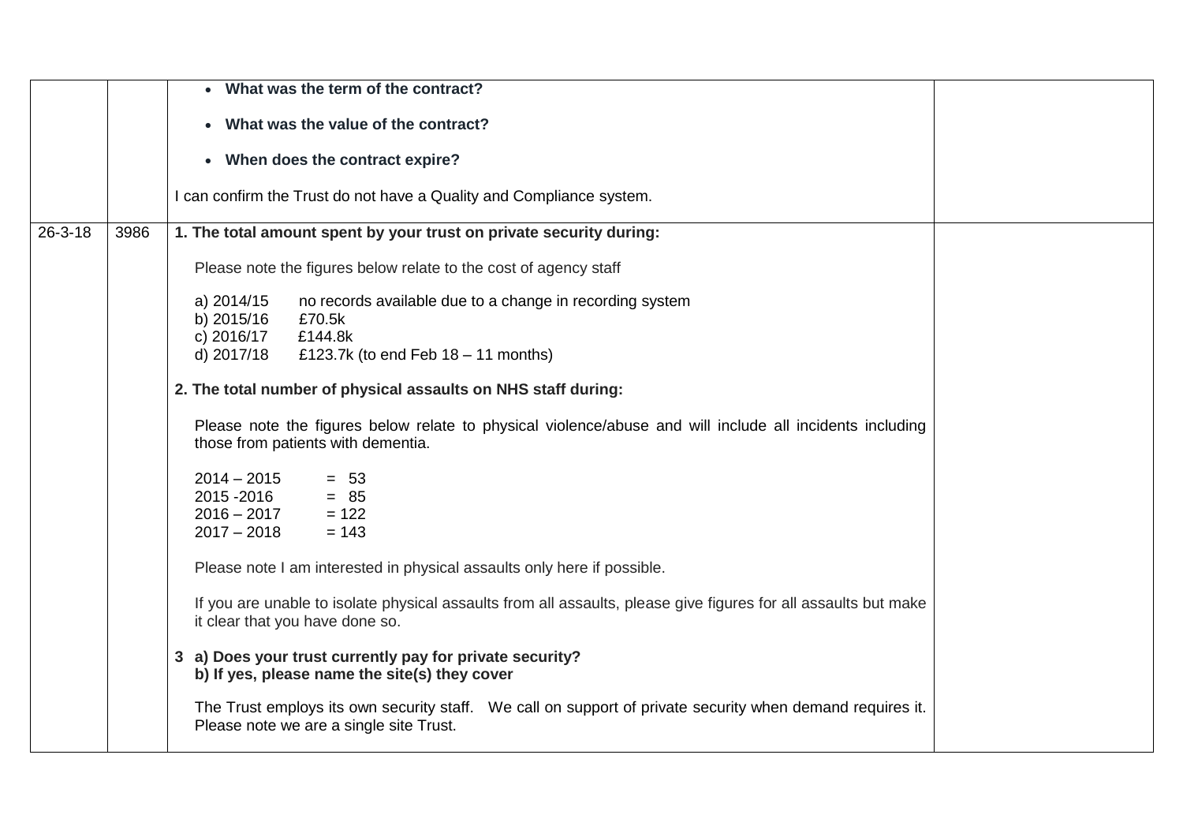| | | | |
|---|---|---|---|
| | | • **What was the term of the contract?**<br><br>• **What was the value of the contract?**<br><br>• **When does the contract expire?**<br><br>I can confirm the Trust do not have a Quality and Compliance system. | |
| 26-3-18 | 3986 | **1. The total amount spent by your trust on private security during:**<br><br>Please note the figures below relate to the cost of agency staff<br><br>a) 2014/15 no records available due to a change in recording system<br>b) 2015/16 £70.5k<br>c) 2016/17 £144.8k<br>d) 2017/18 £123.7k (to end Feb 18 – 11 months)<br><br>**2. The total number of physical assaults on NHS staff during:**<br><br>Please note the figures below relate to physical violence/abuse and will include all incidents including those from patients with dementia.<br><br>2014 – 2015 = 53<br>2015 -2016 = 85<br>2016 – 2017 = 122<br>2017 – 2018 = 143<br><br>Please note I am interested in physical assaults only here if possible.<br><br>If you are unable to isolate physical assaults from all assaults, please give figures for all assaults but make it clear that you have done so.<br><br>**3 a) Does your trust currently pay for private security?**<br>**b) If yes, please name the site(s) they cover**<br><br>The Trust employs its own security staff. We call on support of private security when demand requires it. Please note we are a single site Trust. | |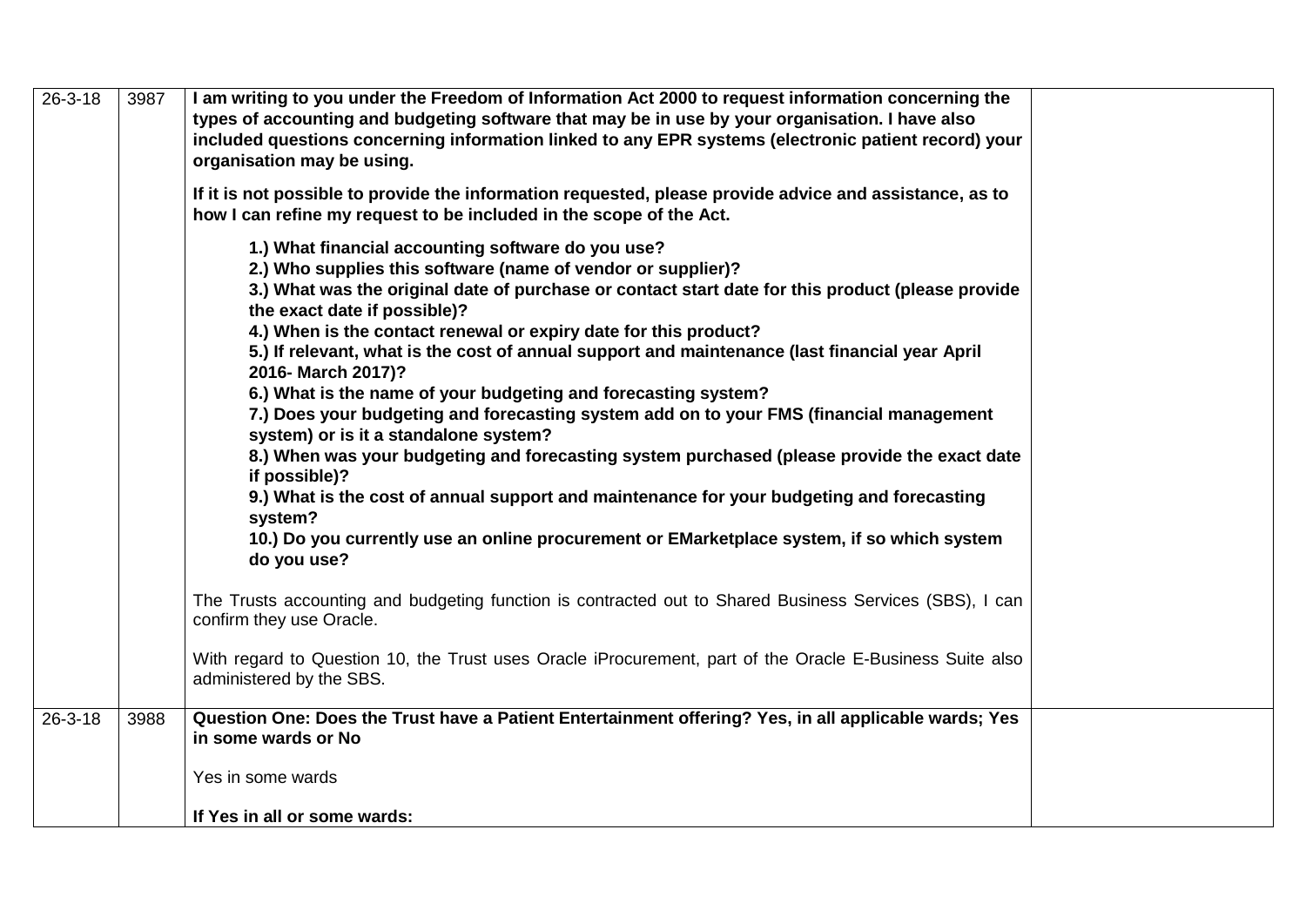| | | | |
|---|---|---|---|
| 26-3-18 | 3987 | **I am writing to you under the Freedom of Information Act 2000 to request information concerning the types of accounting and budgeting software that may be in use by your organisation. I have also included questions concerning information linked to any EPR systems (electronic patient record) your organisation may be using.**<br><br>**If it is not possible to provide the information requested, please provide advice and assistance, as to how I can refine my request to be included in the scope of the Act.**<br><br>**1.) What financial accounting software do you use?**<br>**2.) Who supplies this software (name of vendor or supplier)?**<br>**3.) What was the original date of purchase or contact start date for this product (please provide the exact date if possible)?**<br>**4.) When is the contact renewal or expiry date for this product?**<br>**5.) If relevant, what is the cost of annual support and maintenance (last financial year April 2016- March 2017)?**<br>**6.) What is the name of your budgeting and forecasting system?**<br>**7.) Does your budgeting and forecasting system add on to your FMS (financial management system) or is it a standalone system?**<br>**8.) When was your budgeting and forecasting system purchased (please provide the exact date if possible)?**<br>**9.) What is the cost of annual support and maintenance for your budgeting and forecasting system?**<br>**10.) Do you currently use an online procurement or EMarketplace system, if so which system do you use?**<br><br>The Trusts accounting and budgeting function is contracted out to Shared Business Services (SBS), I can confirm they use Oracle.<br><br>With regard to Question 10, the Trust uses Oracle iProcurement, part of the Oracle E-Business Suite also administered by the SBS. | |
| 26-3-18 | 3988 | **Question One: Does the Trust have a Patient Entertainment offering? Yes, in all applicable wards; Yes in some wards or No**<br><br>Yes in some wards<br><br>**If Yes in all or some wards:** | |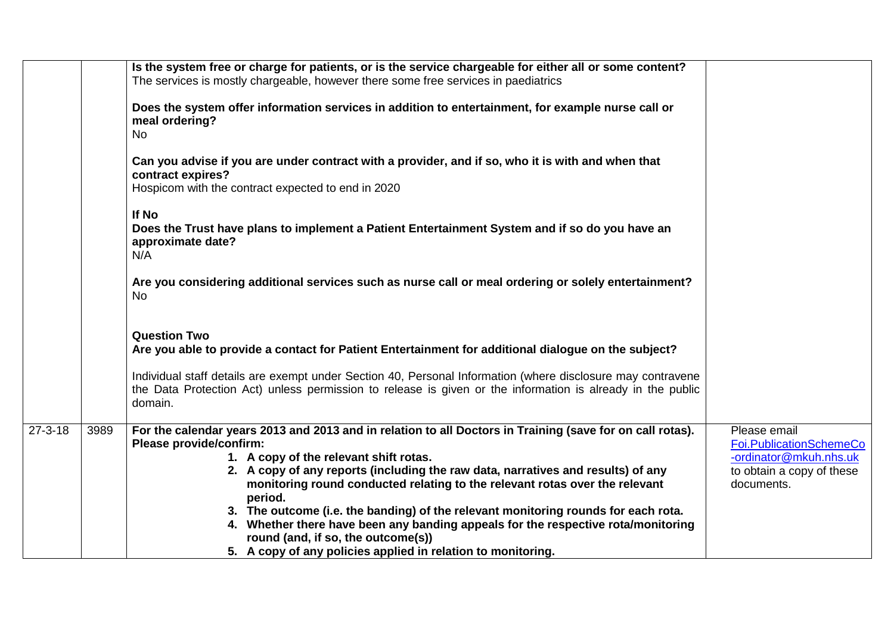| | | | |
|---|---|---|---|
| | | **Is the system free or charge for patients, or is the service chargeable for either all or some content?**<br>The services is mostly chargeable, however there some free services in paediatrics<br><br>**Does the system offer information services in addition to entertainment, for example nurse call or meal ordering?**<br>No<br><br>**Can you advise if you are under contract with a provider, and if so, who it is with and when that contract expires?**<br>Hospicom with the contract expected to end in 2020<br><br>**If No**<br>**Does the Trust have plans to implement a Patient Entertainment System and if so do you have an approximate date?**<br>N/A<br><br>**Are you considering additional services such as nurse call or meal ordering or solely entertainment?**<br>No<br><br>**Question Two**<br>**Are you able to provide a contact for Patient Entertainment for additional dialogue on the subject?**<br><br>Individual staff details are exempt under Section 40, Personal Information (where disclosure may contravene the Data Protection Act) unless permission to release is given or the information is already in the public domain. | |
| 27-3-18 | 3989 | **For the calendar years 2013 and 2013 and in relation to all Doctors in Training (save for on call rotas). Please provide/confirm:**<br>**1. A copy of the relevant shift rotas.**<br>**2. A copy of any reports (including the raw data, narratives and results) of any monitoring round conducted relating to the relevant rotas over the relevant period.**<br>**3. The outcome (i.e. the banding) of the relevant monitoring rounds for each rota.**<br>**4. Whether there have been any banding appeals for the respective rota/monitoring round (and, if so, the outcome(s))**<br>**5. A copy of any policies applied in relation to monitoring.** | Please email Foi.PublicationSchemeCo-ordinator@mkuh.nhs.uk to obtain a copy of these documents. |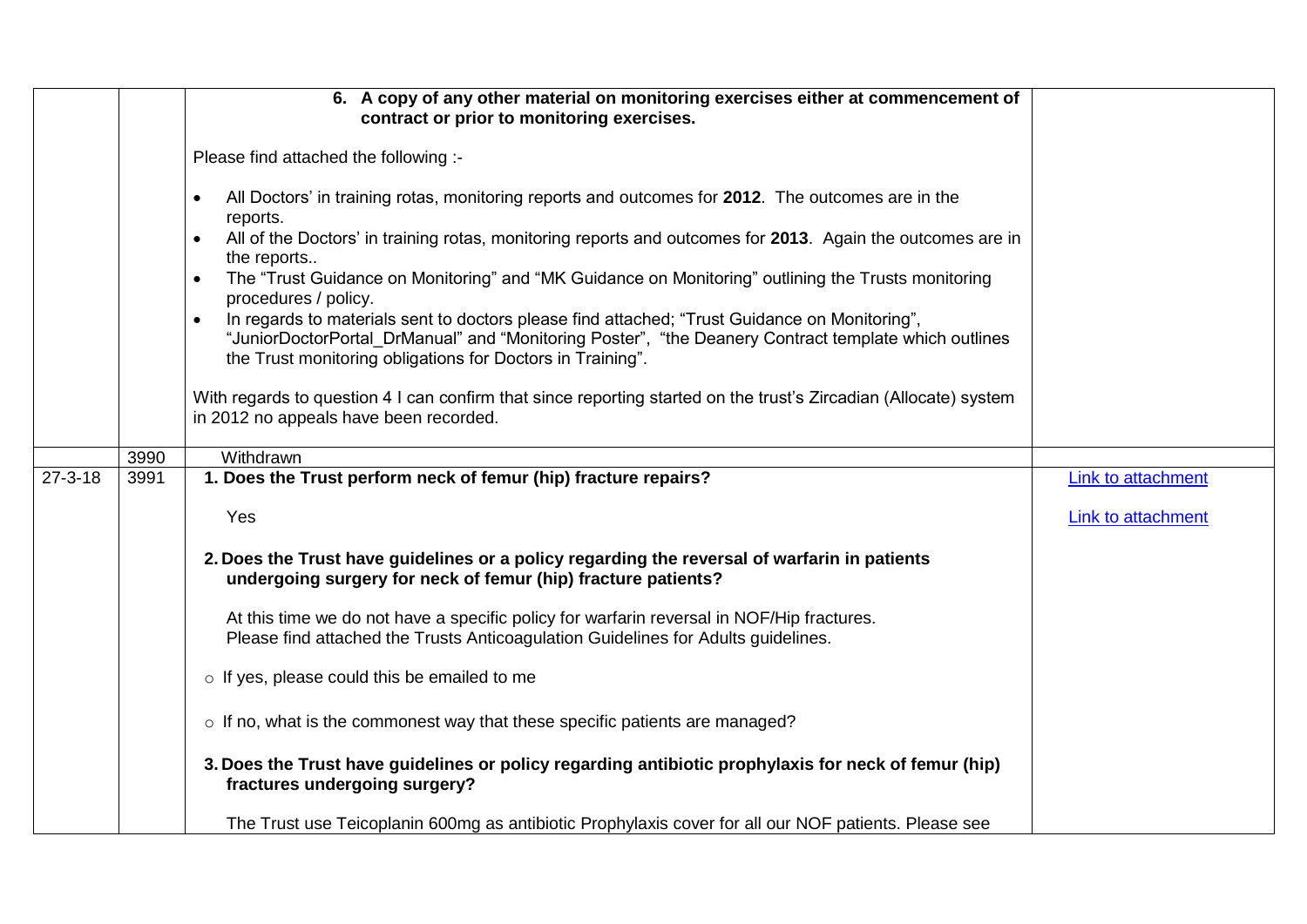| | | | |
|---|---|---|---|
| | | **6. A copy of any other material on monitoring exercises either at commencement of contract or prior to monitoring exercises.**<br><br>Please find attached the following :-<br><br>• All Doctors' in training rotas, monitoring reports and outcomes for **2012**. The outcomes are in the reports.<br>• All of the Doctors' in training rotas, monitoring reports and outcomes for **2013**. Again the outcomes are in the reports..<br>• The "Trust Guidance on Monitoring" and "MK Guidance on Monitoring" outlining the Trusts monitoring procedures / policy.<br>• In regards to materials sent to doctors please find attached; "Trust Guidance on Monitoring", "JuniorDoctorPortal_DrManual" and "Monitoring Poster", "the Deanery Contract template which outlines the Trust monitoring obligations for Doctors in Training".<br><br>With regards to question 4 I can confirm that since reporting started on the trust's Zircadian (Allocate) system in 2012 no appeals have been recorded. | |
| | 3990 | Withdrawn | |
| 27-3-18 | 3991 | **1. Does the Trust perform neck of femur (hip) fracture repairs?**<br><br>Yes<br><br>**2. Does the Trust have guidelines or a policy regarding the reversal of warfarin in patients undergoing surgery for neck of femur (hip) fracture patients?**<br><br>At this time we do not have a specific policy for warfarin reversal in NOF/Hip fractures.<br>Please find attached the Trusts Anticoagulation Guidelines for Adults guidelines.<br><br>○ If yes, please could this be emailed to me<br><br>○ If no, what is the commonest way that these specific patients are managed?<br><br>**3. Does the Trust have guidelines or policy regarding antibiotic prophylaxis for neck of femur (hip) fractures undergoing surgery?**<br><br>The Trust use Teicoplanin 600mg as antibiotic Prophylaxis cover for all our NOF patients. Please see | Link to attachment<br><br>Link to attachment |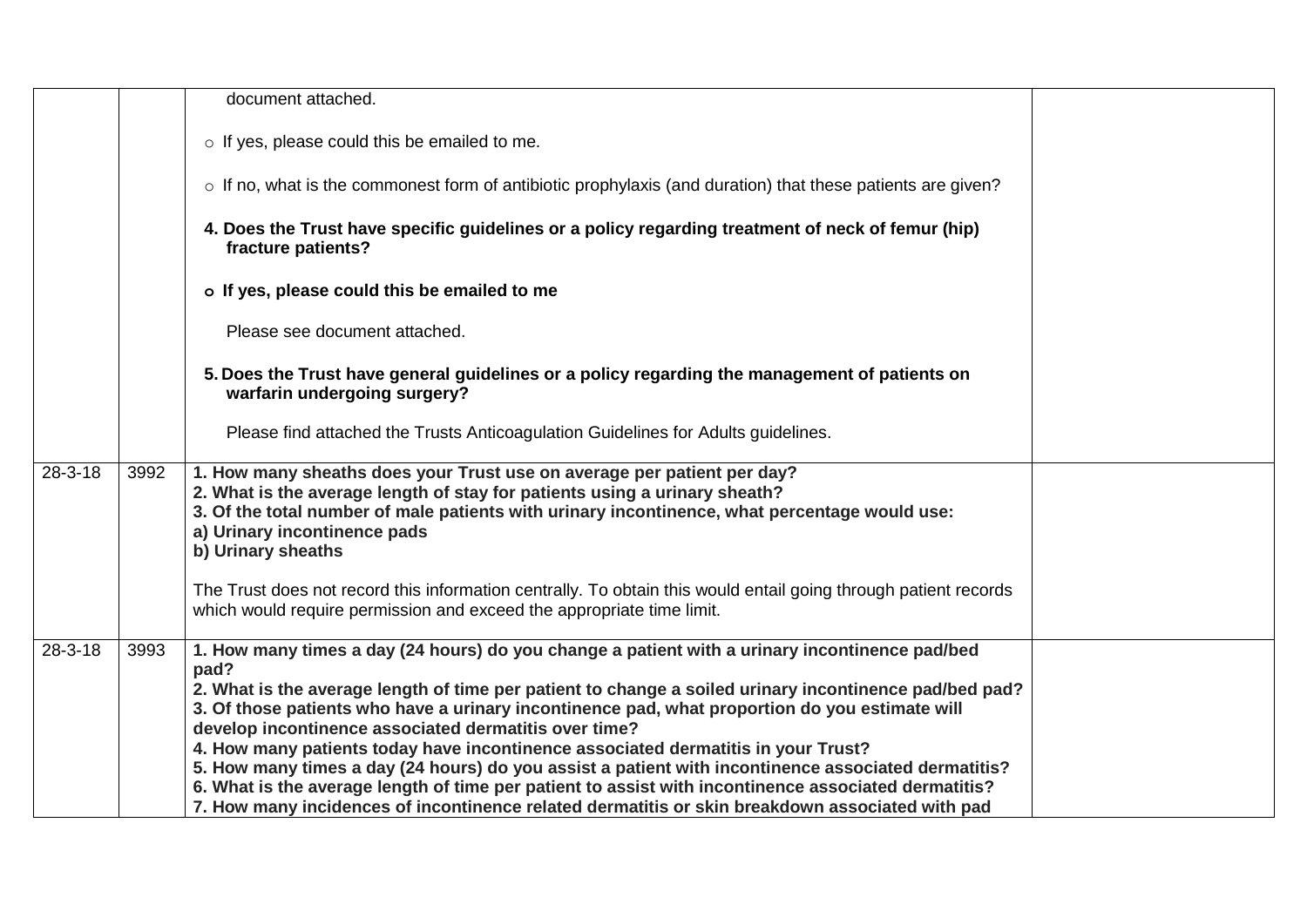| | | | |
|---|---|---|---|
| | | document attached.<br><br>○ If yes, please could this be emailed to me.<br><br>○ If no, what is the commonest form of antibiotic prophylaxis (and duration) that these patients are given?<br><br>**4. Does the Trust have specific guidelines or a policy regarding treatment of neck of femur (hip) fracture patients?**<br><br>**o If yes, please could this be emailed to me**<br><br>Please see document attached.<br><br>**5. Does the Trust have general guidelines or a policy regarding the management of patients on warfarin undergoing surgery?**<br><br>Please find attached the Trusts Anticoagulation Guidelines for Adults guidelines. | |
| 28-3-18 | 3992 | **1. How many sheaths does your Trust use on average per patient per day?**<br>**2. What is the average length of stay for patients using a urinary sheath?**<br>**3. Of the total number of male patients with urinary incontinence, what percentage would use:**<br>**a) Urinary incontinence pads**<br>**b) Urinary sheaths**<br><br>The Trust does not record this information centrally. To obtain this would entail going through patient records which would require permission and exceed the appropriate time limit. | |
| 28-3-18 | 3993 | **1. How many times a day (24 hours) do you change a patient with a urinary incontinence pad/bed pad?**<br>**2. What is the average length of time per patient to change a soiled urinary incontinence pad/bed pad?**<br>**3. Of those patients who have a urinary incontinence pad, what proportion do you estimate will develop incontinence associated dermatitis over time?**<br>**4. How many patients today have incontinence associated dermatitis in your Trust?**<br>**5. How many times a day (24 hours) do you assist a patient with incontinence associated dermatitis?**<br>**6. What is the average length of time per patient to assist with incontinence associated dermatitis?**<br>**7. How many incidences of incontinence related dermatitis or skin breakdown associated with pad** | |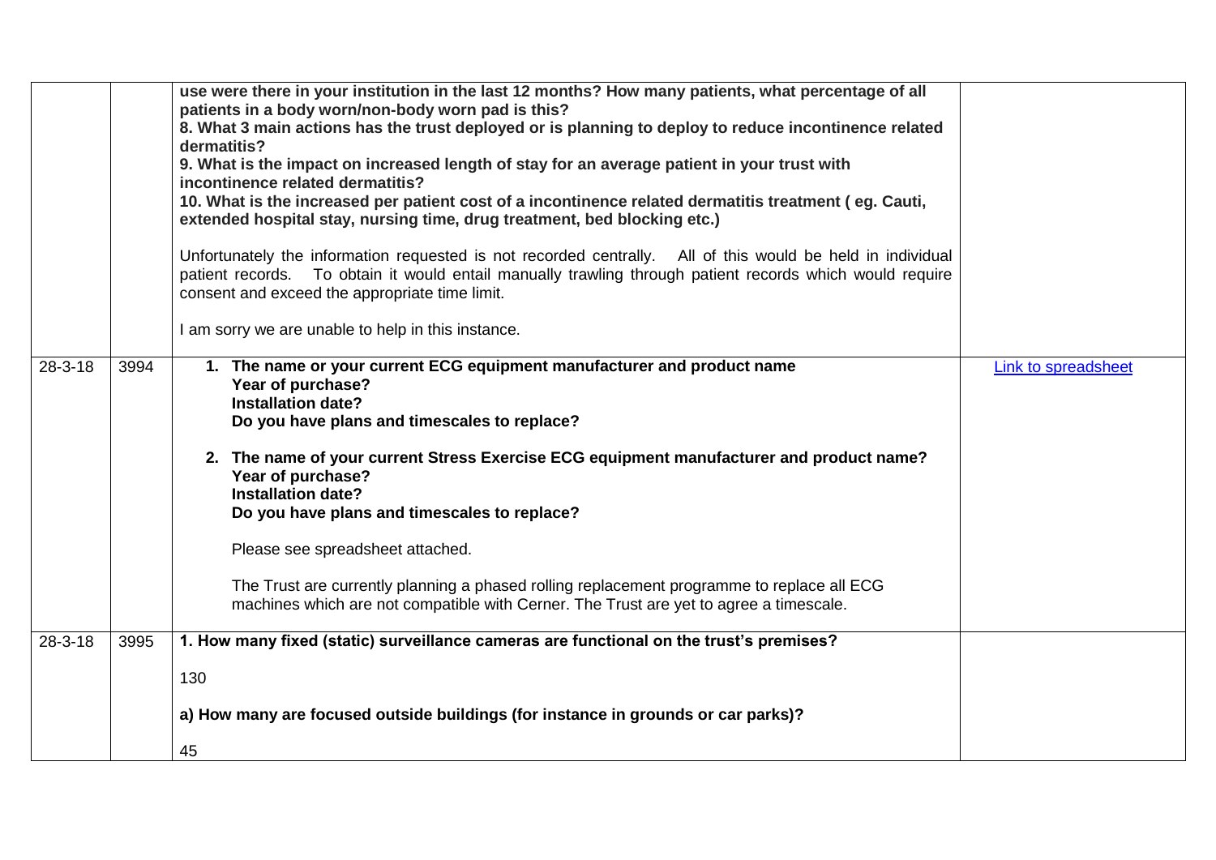| | | | |
|---|---|---|---|
| | | **use were there in your institution in the last 12 months? How many patients, what percentage of all patients in a body worn/non-body worn pad is this?**<br>**8. What 3 main actions has the trust deployed or is planning to deploy to reduce incontinence related dermatitis?**<br>**9. What is the impact on increased length of stay for an average patient in your trust with incontinence related dermatitis?**<br>**10. What is the increased per patient cost of a incontinence related dermatitis treatment ( eg. Cauti, extended hospital stay, nursing time, drug treatment, bed blocking etc.)**<br><br>Unfortunately the information requested is not recorded centrally. All of this would be held in individual patient records. To obtain it would entail manually trawling through patient records which would require consent and exceed the appropriate time limit.<br><br>I am sorry we are unable to help in this instance. | |
| 28-3-18 | 3994 | 1. **The name or your current ECG equipment manufacturer and product name**<br>**Year of purchase?**<br>**Installation date?**<br>**Do you have plans and timescales to replace?**<br><br>2. **The name of your current Stress Exercise ECG equipment manufacturer and product name?**<br>**Year of purchase?**<br>**Installation date?**<br>**Do you have plans and timescales to replace?**<br><br>Please see spreadsheet attached.<br><br>The Trust are currently planning a phased rolling replacement programme to replace all ECG machines which are not compatible with Cerner. The Trust are yet to agree a timescale. | Link to spreadsheet |
| 28-3-18 | 3995 | **1. How many fixed (static) surveillance cameras are functional on the trust's premises?**<br><br>130<br><br>**a) How many are focused outside buildings (for instance in grounds or car parks)?**<br><br>45 | |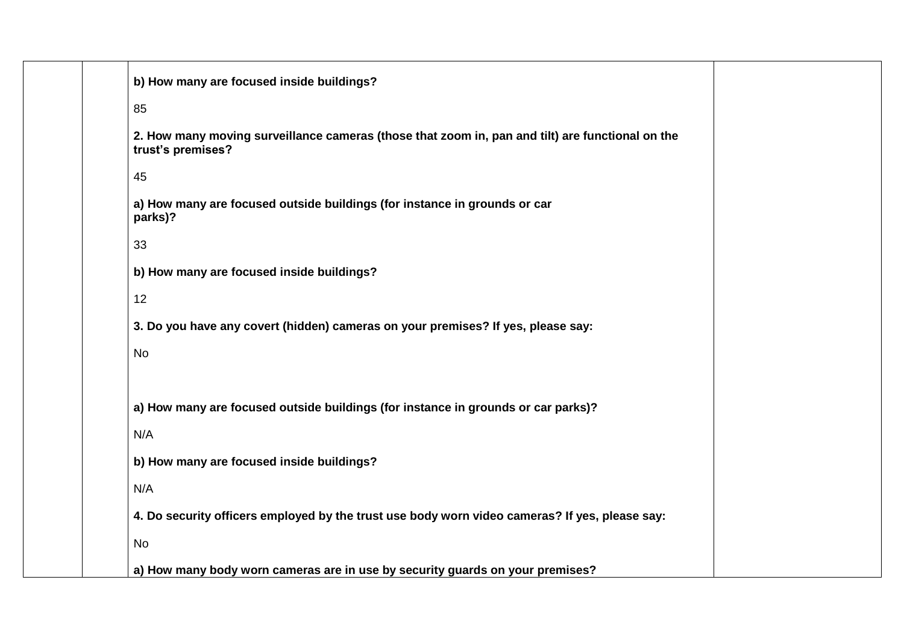| | | | |
|---|---|---|---|
| | | **b) How many are focused inside buildings?**<br><br>85<br><br>**2. How many moving surveillance cameras (those that zoom in, pan and tilt) are functional on the trust's premises?**<br><br>45<br><br>**a) How many are focused outside buildings (for instance in grounds or car parks)?**<br><br>33<br><br>**b) How many are focused inside buildings?**<br><br>12<br><br>**3. Do you have any covert (hidden) cameras on your premises? If yes, please say:**<br><br>No<br><br>**a) How many are focused outside buildings (for instance in grounds or car parks)?**<br><br>N/A<br><br>**b) How many are focused inside buildings?**<br><br>N/A<br><br>**4. Do security officers employed by the trust use body worn video cameras? If yes, please say:**<br><br>No<br><br>**a) How many body worn cameras are in use by security guards on your premises?** | |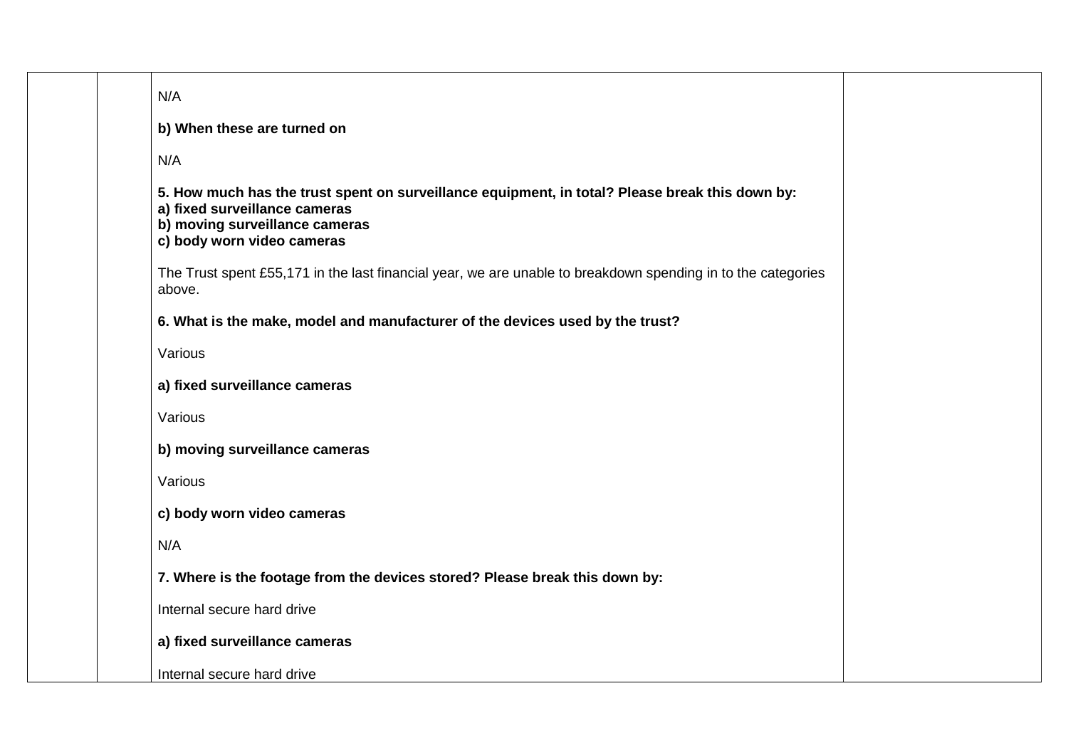N/A

**b) When these are turned on**

N/A

**5. How much has the trust spent on surveillance equipment, in total? Please break this down by:**
**a) fixed surveillance cameras**
**b) moving surveillance cameras**
**c) body worn video cameras**

The Trust spent £55,171 in the last financial year, we are unable to breakdown spending in to the categories above.

**6. What is the make, model and manufacturer of the devices used by the trust?**

Various

**a) fixed surveillance cameras**

Various

**b) moving surveillance cameras**

Various

**c) body worn video cameras**

N/A

**7. Where is the footage from the devices stored? Please break this down by:**

Internal secure hard drive

**a) fixed surveillance cameras**

Internal secure hard drive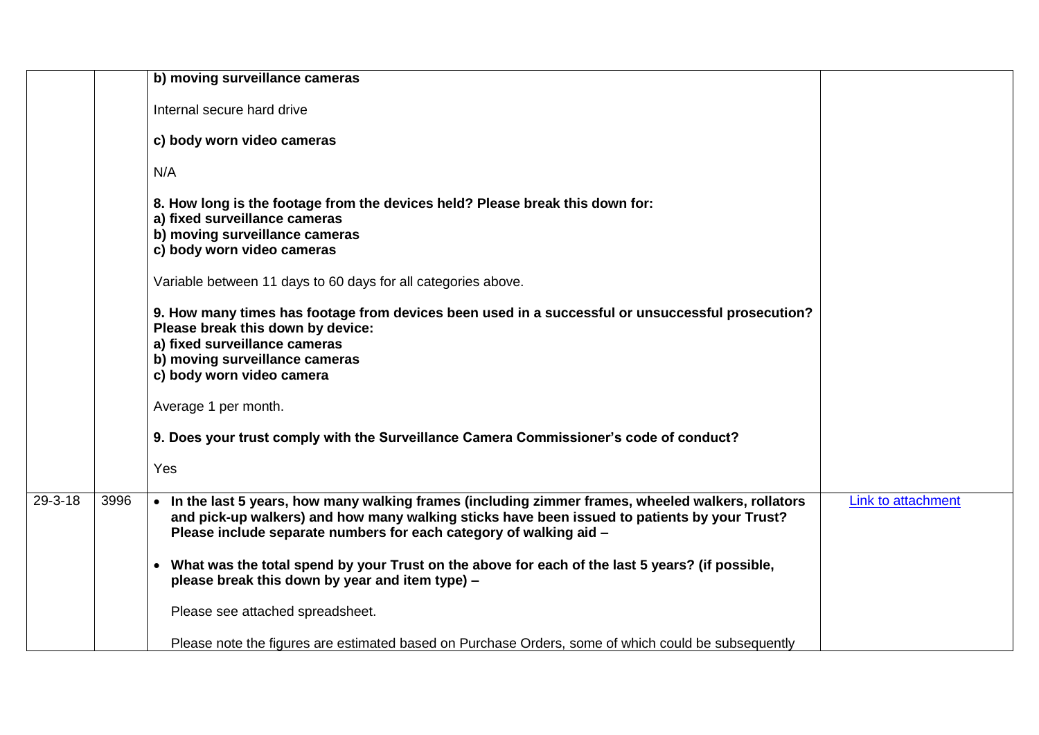| | | | |
|---|---|---|---|
| | | **b) moving surveillance cameras**<br><br>Internal secure hard drive<br><br>**c) body worn video cameras**<br><br>N/A<br><br>**8. How long is the footage from the devices held? Please break this down for:**<br>**a) fixed surveillance cameras**<br>**b) moving surveillance cameras**<br>**c) body worn video cameras**<br><br>Variable between 11 days to 60 days for all categories above.<br><br>**9. How many times has footage from devices been used in a successful or unsuccessful prosecution? Please break this down by device:**<br>**a) fixed surveillance cameras**<br>**b) moving surveillance cameras**<br>**c) body worn video camera**<br><br>Average 1 per month.<br><br>**9. Does your trust comply with the Surveillance Camera Commissioner's code of conduct?**<br><br>Yes | |
| 29-3-18 | 3996 | • **In the last 5 years, how many walking frames (including zimmer frames, wheeled walkers, rollators and pick-up walkers) and how many walking sticks have been issued to patients by your Trust? Please include separate numbers for each category of walking aid –**<br><br>• **What was the total spend by your Trust on the above for each of the last 5 years? (if possible, please break this down by year and item type) –**<br><br>Please see attached spreadsheet.<br><br>Please note the figures are estimated based on Purchase Orders, some of which could be subsequently | Link to attachment |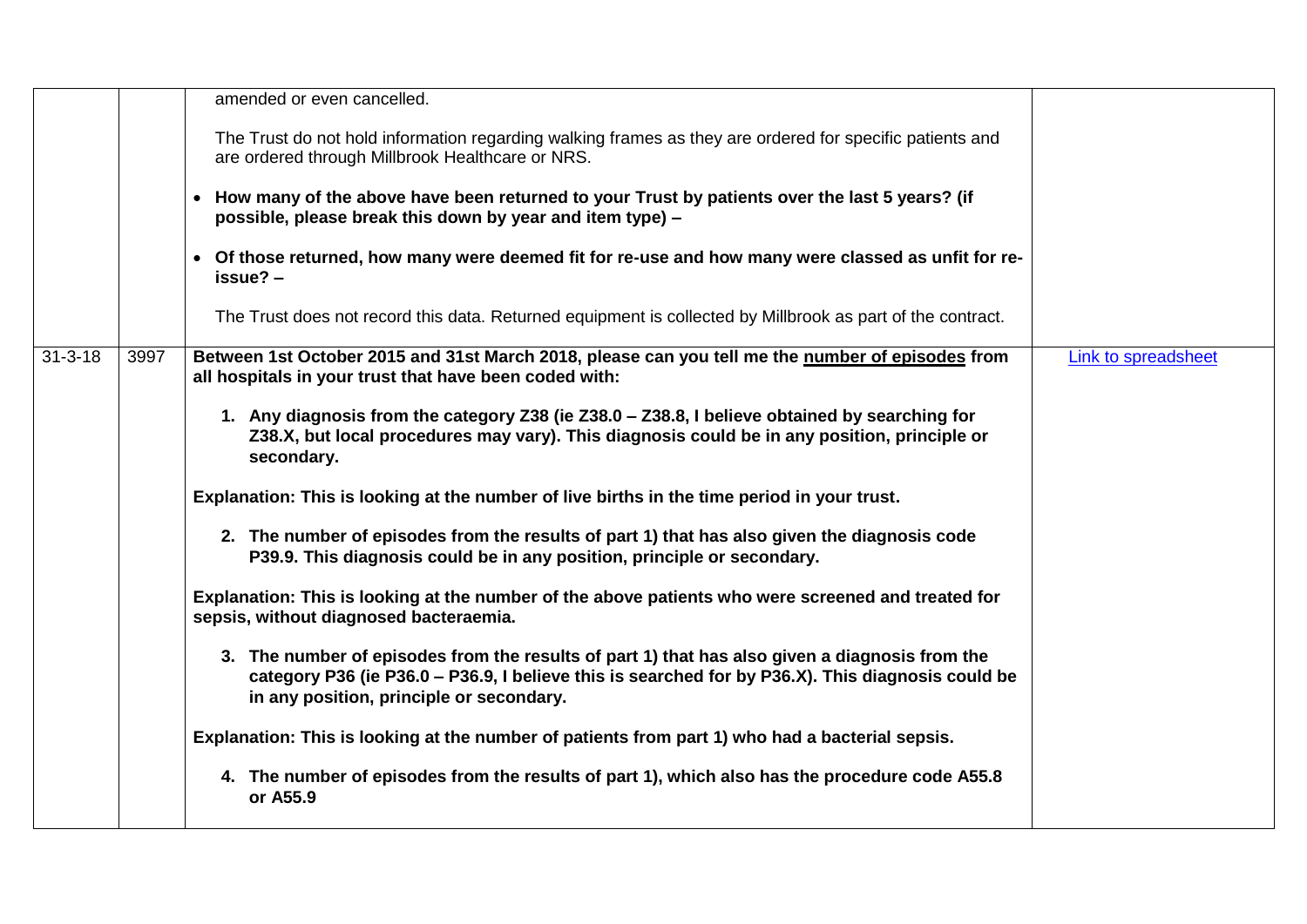| | | | |
|---|---|---|---|
| | | amended or even cancelled.<br><br>The Trust do not hold information regarding walking frames as they are ordered for specific patients and are ordered through Millbrook Healthcare or NRS.<br><br>• **How many of the above have been returned to your Trust by patients over the last 5 years? (if possible, please break this down by year and item type) –**<br><br>• **Of those returned, how many were deemed fit for re-use and how many were classed as unfit for re-issue? –**<br><br>The Trust does not record this data. Returned equipment is collected by Millbrook as part of the contract. | |
| 31-3-18 | 3997 | **Between 1st October 2015 and 31st March 2018, please can you tell me the <u>number of episodes</u> from all hospitals in your trust that have been coded with:**<br><br>**1. Any diagnosis from the category Z38 (ie Z38.0 – Z38.8, I believe obtained by searching for Z38.X, but local procedures may vary). This diagnosis could be in any position, principle or secondary.**<br><br>**Explanation: This is looking at the number of live births in the time period in your trust.**<br><br>**2. The number of episodes from the results of part 1) that has also given the diagnosis code P39.9. This diagnosis could be in any position, principle or secondary.**<br><br>**Explanation: This is looking at the number of the above patients who were screened and treated for sepsis, without diagnosed bacteraemia.**<br><br>**3. The number of episodes from the results of part 1) that has also given a diagnosis from the category P36 (ie P36.0 – P36.9, I believe this is searched for by P36.X). This diagnosis could be in any position, principle or secondary.**<br><br>**Explanation: This is looking at the number of patients from part 1) who had a bacterial sepsis.**<br><br>**4. The number of episodes from the results of part 1), which also has the procedure code A55.8 or A55.9** | Link to spreadsheet |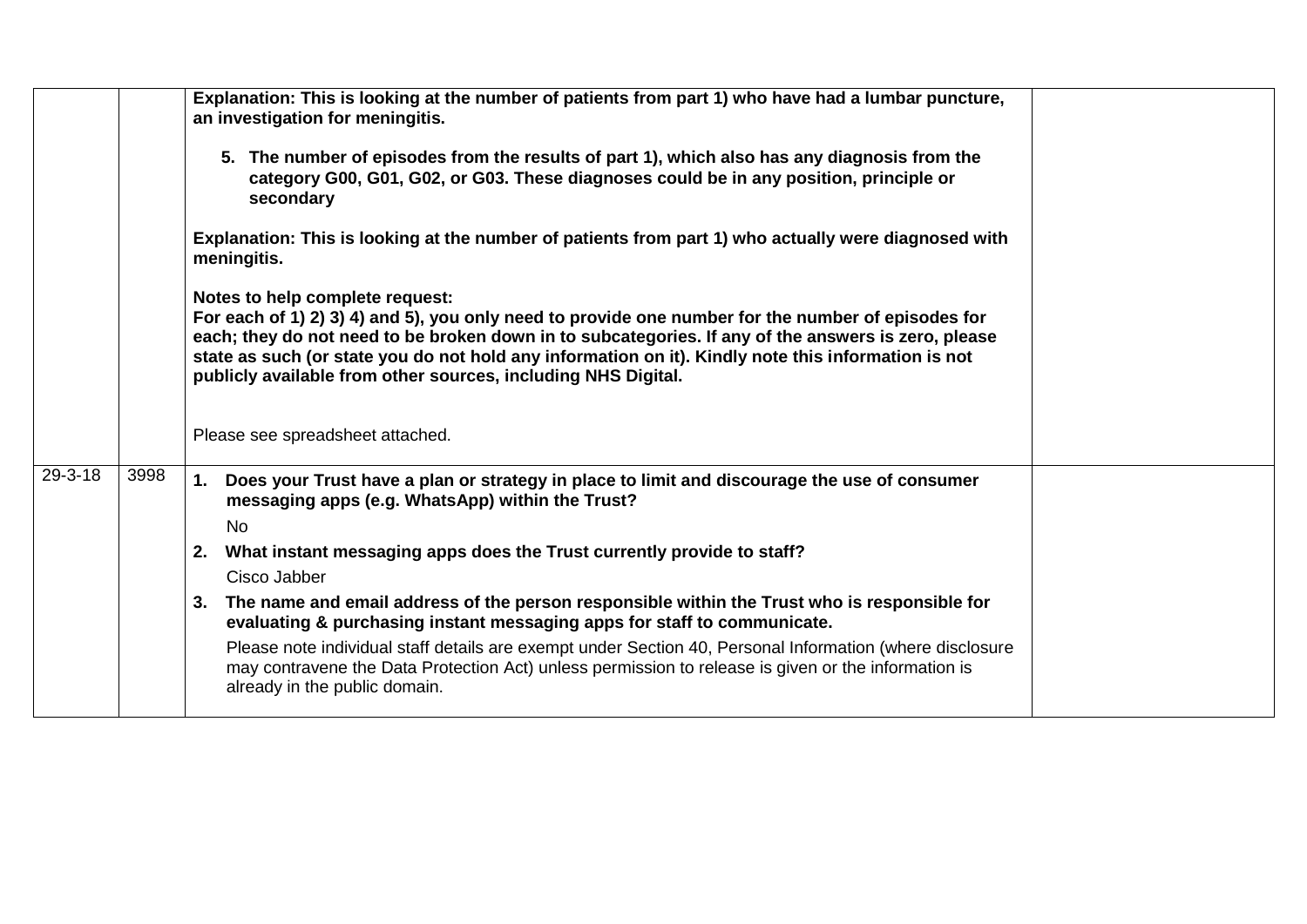| | | | |
|---|---|---|---|
| | | **Explanation: This is looking at the number of patients from part 1) who have had a lumbar puncture, an investigation for meningitis.**<br><br>**5. The number of episodes from the results of part 1), which also has any diagnosis from the category G00, G01, G02, or G03. These diagnoses could be in any position, principle or secondary**<br><br>**Explanation: This is looking at the number of patients from part 1) who actually were diagnosed with meningitis.**<br><br>**Notes to help complete request:**<br>**For each of 1) 2) 3) 4) and 5), you only need to provide one number for the number of episodes for each; they do not need to be broken down in to subcategories. If any of the answers is zero, please state as such (or state you do not hold any information on it). Kindly note this information is not publicly available from other sources, including NHS Digital.**<br><br>Please see spreadsheet attached. | |
| 29-3-18 | 3998 | **1. Does your Trust have a plan or strategy in place to limit and discourage the use of consumer messaging apps (e.g. WhatsApp) within the Trust?**<br>No<br>**2. What instant messaging apps does the Trust currently provide to staff?**<br>Cisco Jabber<br>**3. The name and email address of the person responsible within the Trust who is responsible for evaluating & purchasing instant messaging apps for staff to communicate.**<br>Please note individual staff details are exempt under Section 40, Personal Information (where disclosure may contravene the Data Protection Act) unless permission to release is given or the information is already in the public domain. | |